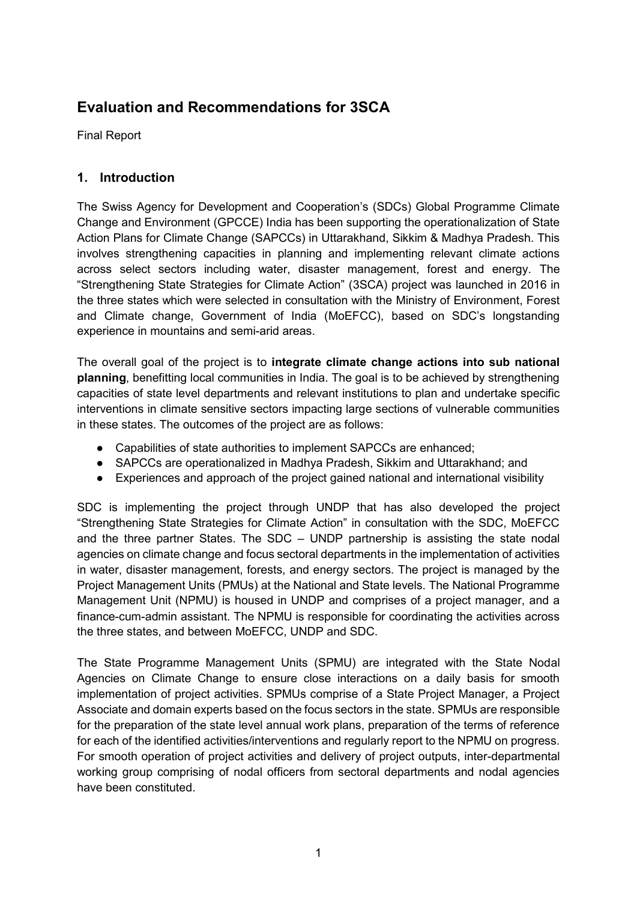# Evaluation and Recommendations for 3SCA

Final Report

## 1. Introduction

The Swiss Agency for Development and Cooperation's (SDCs) Global Programme Climate Change and Environment (GPCCE) India has been supporting the operationalization of State Action Plans for Climate Change (SAPCCs) in Uttarakhand, Sikkim & Madhya Pradesh. This involves strengthening capacities in planning and implementing relevant climate actions across select sectors including water, disaster management, forest and energy. The "Strengthening State Strategies for Climate Action" (3SCA) project was launched in 2016 in the three states which were selected in consultation with the Ministry of Environment, Forest and Climate change, Government of India (MoEFCC), based on SDC's longstanding experience in mountains and semi-arid areas.

The overall goal of the project is to **integrate climate change actions into sub national planning**, benefitting local communities in India. The goal is to be achieved by strengthening capacities of state level departments and relevant institutions to plan and undertake specific interventions in climate sensitive sectors impacting large sections of vulnerable communities in these states. The outcomes of the project are as follows:

- Capabilities of state authorities to implement SAPCCs are enhanced;
- SAPCCs are operationalized in Madhya Pradesh, Sikkim and Uttarakhand; and
- Experiences and approach of the project gained national and international visibility

SDC is implementing the project through UNDP that has also developed the project "Strengthening State Strategies for Climate Action" in consultation with the SDC, MoEFCC and the three partner States. The SDC – UNDP partnership is assisting the state nodal agencies on climate change and focus sectoral departments in the implementation of activities in water, disaster management, forests, and energy sectors. The project is managed by the Project Management Units (PMUs) at the National and State levels. The National Programme Management Unit (NPMU) is housed in UNDP and comprises of a project manager, and a finance-cum-admin assistant. The NPMU is responsible for coordinating the activities across the three states, and between MoEFCC, UNDP and SDC.

The State Programme Management Units (SPMU) are integrated with the State Nodal Agencies on Climate Change to ensure close interactions on a daily basis for smooth implementation of project activities. SPMUs comprise of a State Project Manager, a Project Associate and domain experts based on the focus sectors in the state. SPMUs are responsible for the preparation of the state level annual work plans, preparation of the terms of reference for each of the identified activities/interventions and regularly report to the NPMU on progress. For smooth operation of project activities and delivery of project outputs, inter-departmental working group comprising of nodal officers from sectoral departments and nodal agencies have been constituted.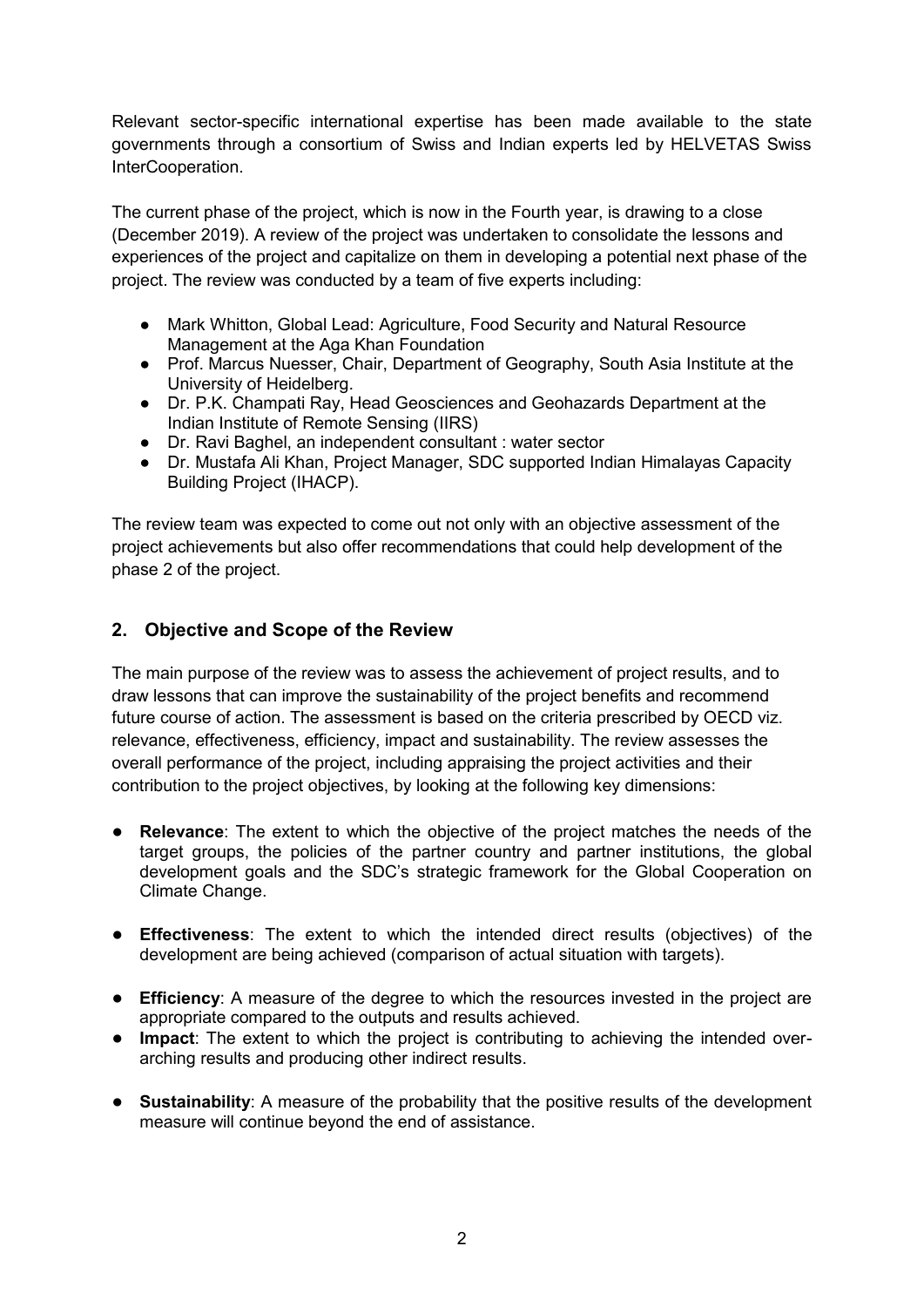Relevant sector-specific international expertise has been made available to the state governments through a consortium of Swiss and Indian experts led by HELVETAS Swiss InterCooperation.

The current phase of the project, which is now in the Fourth year, is drawing to a close (December 2019). A review of the project was undertaken to consolidate the lessons and experiences of the project and capitalize on them in developing a potential next phase of the project. The review was conducted by a team of five experts including:

- Mark Whitton, Global Lead: Agriculture, Food Security and Natural Resource Management at the Aga Khan Foundation
- Prof. Marcus Nuesser, Chair, Department of Geography, South Asia Institute at the University of Heidelberg.
- Dr. P.K. Champati Ray, Head Geosciences and Geohazards Department at the Indian Institute of Remote Sensing (IIRS)
- Dr. Ravi Baghel, an independent consultant : water sector
- Dr. Mustafa Ali Khan, Project Manager, SDC supported Indian Himalayas Capacity Building Project (IHACP).

The review team was expected to come out not only with an objective assessment of the project achievements but also offer recommendations that could help development of the phase 2 of the project.

## 2. Objective and Scope of the Review

The main purpose of the review was to assess the achievement of project results, and to draw lessons that can improve the sustainability of the project benefits and recommend future course of action. The assessment is based on the criteria prescribed by OECD viz. relevance, effectiveness, efficiency, impact and sustainability. The review assesses the overall performance of the project, including appraising the project activities and their contribution to the project objectives, by looking at the following key dimensions:

- **Relevance**: The extent to which the objective of the project matches the needs of the target groups, the policies of the partner country and partner institutions, the global development goals and the SDC's strategic framework for the Global Cooperation on Climate Change.
- **Effectiveness**: The extent to which the intended direct results (objectives) of the development are being achieved (comparison of actual situation with targets).
- **Efficiency**: A measure of the degree to which the resources invested in the project are appropriate compared to the outputs and results achieved.
- **Impact**: The extent to which the project is contributing to achieving the intended over-arching results and producing other indirect results.
- **Sustainability**: A measure of the probability that the positive results of the development measure will continue beyond the end of assistance.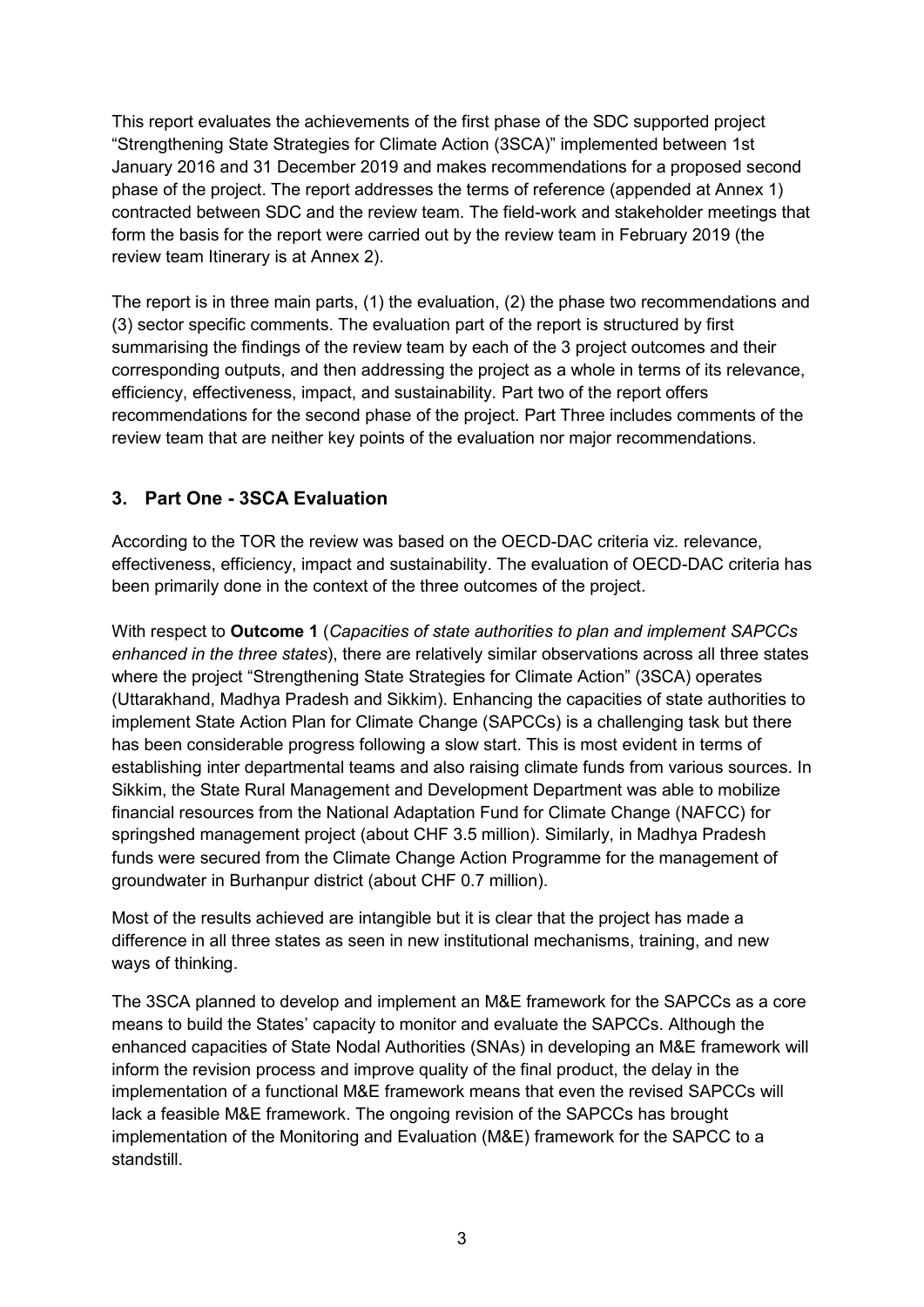This report evaluates the achievements of the first phase of the SDC supported project "Strengthening State Strategies for Climate Action (3SCA)" implemented between 1st January 2016 and 31 December 2019 and makes recommendations for a proposed second phase of the project. The report addresses the terms of reference (appended at Annex 1) contracted between SDC and the review team. The field-work and stakeholder meetings that form the basis for the report were carried out by the review team in February 2019 (the review team Itinerary is at Annex 2).

The report is in three main parts, (1) the evaluation, (2) the phase two recommendations and (3) sector specific comments. The evaluation part of the report is structured by first summarising the findings of the review team by each of the 3 project outcomes and their corresponding outputs, and then addressing the project as a whole in terms of its relevance, efficiency, effectiveness, impact, and sustainability. Part two of the report offers recommendations for the second phase of the project. Part Three includes comments of the review team that are neither key points of the evaluation nor major recommendations.

## 3. Part One - 3SCA Evaluation

According to the TOR the review was based on the OECD-DAC criteria viz. relevance, effectiveness, efficiency, impact and sustainability. The evaluation of OECD-DAC criteria has been primarily done in the context of the three outcomes of the project.

With respect to **Outcome 1** (*Capacities of state authorities to plan and implement SAPCCs enhanced in the three states*), there are relatively similar observations across all three states where the project "Strengthening State Strategies for Climate Action" (3SCA) operates (Uttarakhand, Madhya Pradesh and Sikkim). Enhancing the capacities of state authorities to implement State Action Plan for Climate Change (SAPCCs) is a challenging task but there has been considerable progress following a slow start. This is most evident in terms of establishing inter departmental teams and also raising climate funds from various sources. In Sikkim, the State Rural Management and Development Department was able to mobilize financial resources from the National Adaptation Fund for Climate Change (NAFCC) for springshed management project (about CHF 3.5 million). Similarly, in Madhya Pradesh funds were secured from the Climate Change Action Programme for the management of groundwater in Burhanpur district (about CHF 0.7 million).

Most of the results achieved are intangible but it is clear that the project has made a difference in all three states as seen in new institutional mechanisms, training, and new ways of thinking.

The 3SCA planned to develop and implement an M&E framework for the SAPCCs as a core means to build the States' capacity to monitor and evaluate the SAPCCs. Although the enhanced capacities of State Nodal Authorities (SNAs) in developing an M&E framework will inform the revision process and improve quality of the final product, the delay in the implementation of a functional M&E framework means that even the revised SAPCCs will lack a feasible M&E framework. The ongoing revision of the SAPCCs has brought implementation of the Monitoring and Evaluation (M&E) framework for the SAPCC to a standstill.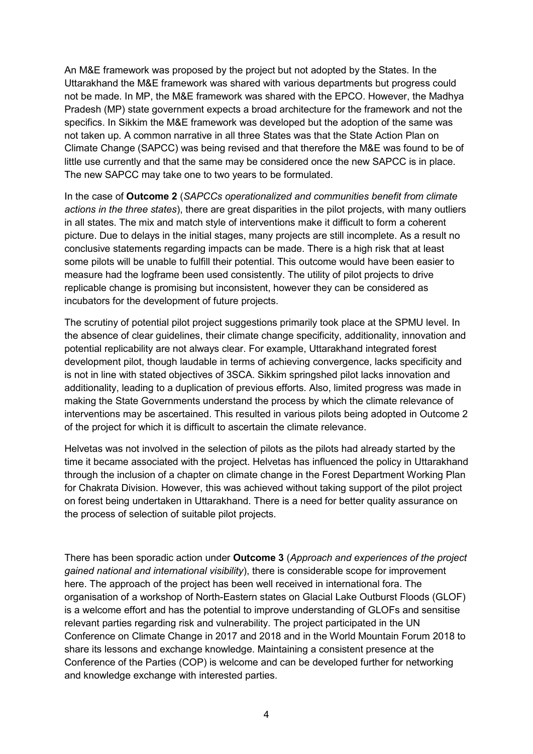An M&E framework was proposed by the project but not adopted by the States. In the Uttarakhand the M&E framework was shared with various departments but progress could not be made. In MP, the M&E framework was shared with the EPCO. However, the Madhya Pradesh (MP) state government expects a broad architecture for the framework and not the specifics. In Sikkim the M&E framework was developed but the adoption of the same was not taken up. A common narrative in all three States was that the State Action Plan on Climate Change (SAPCC) was being revised and that therefore the M&E was found to be of little use currently and that the same may be considered once the new SAPCC is in place. The new SAPCC may take one to two years to be formulated.

In the case of **Outcome 2** (*SAPCCs operationalized and communities benefit from climate actions in the three states*), there are great disparities in the pilot projects, with many outliers in all states. The mix and match style of interventions make it difficult to form a coherent picture. Due to delays in the initial stages, many projects are still incomplete. As a result no conclusive statements regarding impacts can be made. There is a high risk that at least some pilots will be unable to fulfill their potential. This outcome would have been easier to measure had the logframe been used consistently. The utility of pilot projects to drive replicable change is promising but inconsistent, however they can be considered as incubators for the development of future projects.

The scrutiny of potential pilot project suggestions primarily took place at the SPMU level. In the absence of clear guidelines, their climate change specificity, additionality, innovation and potential replicability are not always clear. For example, Uttarakhand integrated forest development pilot, though laudable in terms of achieving convergence, lacks specificity and is not in line with stated objectives of 3SCA. Sikkim springshed pilot lacks innovation and additionality, leading to a duplication of previous efforts. Also, limited progress was made in making the State Governments understand the process by which the climate relevance of interventions may be ascertained. This resulted in various pilots being adopted in Outcome 2 of the project for which it is difficult to ascertain the climate relevance.

Helvetas was not involved in the selection of pilots as the pilots had already started by the time it became associated with the project. Helvetas has influenced the policy in Uttarakhand through the inclusion of a chapter on climate change in the Forest Department Working Plan for Chakrata Division. However, this was achieved without taking support of the pilot project on forest being undertaken in Uttarakhand. There is a need for better quality assurance on the process of selection of suitable pilot projects.

There has been sporadic action under **Outcome 3** (*Approach and experiences of the project gained national and international visibility*), there is considerable scope for improvement here. The approach of the project has been well received in international fora. The organisation of a workshop of North-Eastern states on Glacial Lake Outburst Floods (GLOF) is a welcome effort and has the potential to improve understanding of GLOFs and sensitise relevant parties regarding risk and vulnerability. The project participated in the UN Conference on Climate Change in 2017 and 2018 and in the World Mountain Forum 2018 to share its lessons and exchange knowledge. Maintaining a consistent presence at the Conference of the Parties (COP) is welcome and can be developed further for networking and knowledge exchange with interested parties.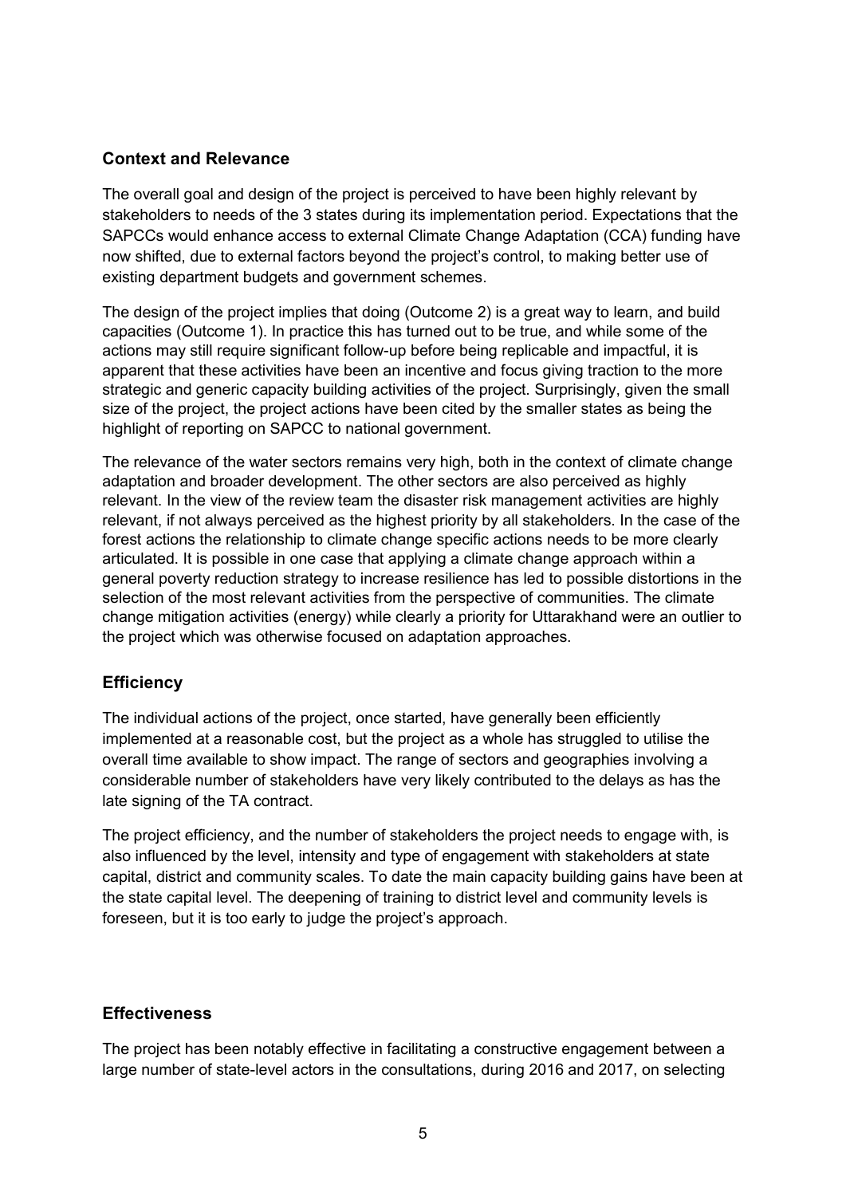### Context and Relevance

The overall goal and design of the project is perceived to have been highly relevant by stakeholders to needs of the 3 states during its implementation period. Expectations that the SAPCCs would enhance access to external Climate Change Adaptation (CCA) funding have now shifted, due to external factors beyond the project's control, to making better use of existing department budgets and government schemes.

The design of the project implies that doing (Outcome 2) is a great way to learn, and build capacities (Outcome 1). In practice this has turned out to be true, and while some of the actions may still require significant follow-up before being replicable and impactful, it is apparent that these activities have been an incentive and focus giving traction to the more strategic and generic capacity building activities of the project. Surprisingly, given the small size of the project, the project actions have been cited by the smaller states as being the highlight of reporting on SAPCC to national government.

The relevance of the water sectors remains very high, both in the context of climate change adaptation and broader development. The other sectors are also perceived as highly relevant. In the view of the review team the disaster risk management activities are highly relevant, if not always perceived as the highest priority by all stakeholders. In the case of the forest actions the relationship to climate change specific actions needs to be more clearly articulated. It is possible in one case that applying a climate change approach within a general poverty reduction strategy to increase resilience has led to possible distortions in the selection of the most relevant activities from the perspective of communities. The climate change mitigation activities (energy) while clearly a priority for Uttarakhand were an outlier to the project which was otherwise focused on adaptation approaches.

### Efficiency

The individual actions of the project, once started, have generally been efficiently implemented at a reasonable cost, but the project as a whole has struggled to utilise the overall time available to show impact. The range of sectors and geographies involving a considerable number of stakeholders have very likely contributed to the delays as has the late signing of the TA contract.

The project efficiency, and the number of stakeholders the project needs to engage with, is also influenced by the level, intensity and type of engagement with stakeholders at state capital, district and community scales. To date the main capacity building gains have been at the state capital level. The deepening of training to district level and community levels is foreseen, but it is too early to judge the project's approach.

### Effectiveness

The project has been notably effective in facilitating a constructive engagement between a large number of state-level actors in the consultations, during 2016 and 2017, on selecting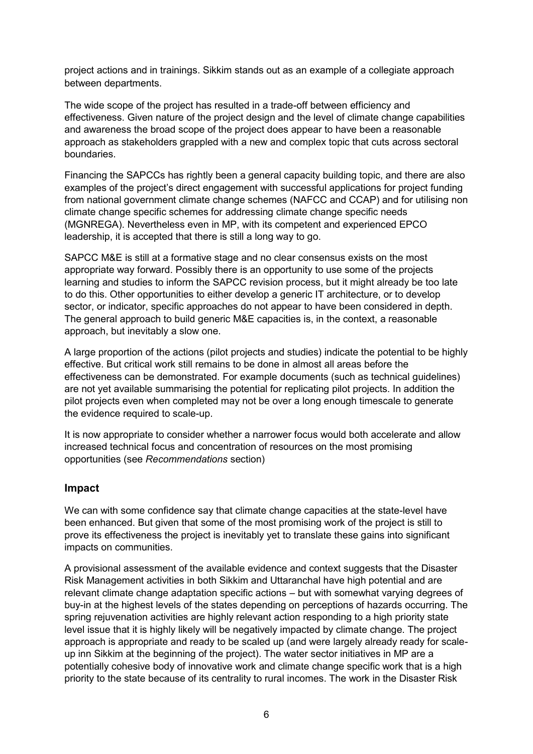project actions and in trainings. Sikkim stands out as an example of a collegiate approach between departments.

The wide scope of the project has resulted in a trade-off between efficiency and effectiveness. Given nature of the project design and the level of climate change capabilities and awareness the broad scope of the project does appear to have been a reasonable approach as stakeholders grappled with a new and complex topic that cuts across sectoral boundaries.

Financing the SAPCCs has rightly been a general capacity building topic, and there are also examples of the project's direct engagement with successful applications for project funding from national government climate change schemes (NAFCC and CCAP) and for utilising non climate change specific schemes for addressing climate change specific needs (MGNREGA). Nevertheless even in MP, with its competent and experienced EPCO leadership, it is accepted that there is still a long way to go.

SAPCC M&E is still at a formative stage and no clear consensus exists on the most appropriate way forward. Possibly there is an opportunity to use some of the projects learning and studies to inform the SAPCC revision process, but it might already be too late to do this. Other opportunities to either develop a generic IT architecture, or to develop sector, or indicator, specific approaches do not appear to have been considered in depth. The general approach to build generic M&E capacities is, in the context, a reasonable approach, but inevitably a slow one.

A large proportion of the actions (pilot projects and studies) indicate the potential to be highly effective. But critical work still remains to be done in almost all areas before the effectiveness can be demonstrated. For example documents (such as technical guidelines) are not yet available summarising the potential for replicating pilot projects. In addition the pilot projects even when completed may not be over a long enough timescale to generate the evidence required to scale-up.

It is now appropriate to consider whether a narrower focus would both accelerate and allow increased technical focus and concentration of resources on the most promising opportunities (see *Recommendations* section)

## Impact

We can with some confidence say that climate change capacities at the state-level have been enhanced. But given that some of the most promising work of the project is still to prove its effectiveness the project is inevitably yet to translate these gains into significant impacts on communities.

A provisional assessment of the available evidence and context suggests that the Disaster Risk Management activities in both Sikkim and Uttaranchal have high potential and are relevant climate change adaptation specific actions – but with somewhat varying degrees of buy-in at the highest levels of the states depending on perceptions of hazards occurring. The spring rejuvenation activities are highly relevant action responding to a high priority state level issue that it is highly likely will be negatively impacted by climate change. The project approach is appropriate and ready to be scaled up (and were largely already ready for scale-up inn Sikkim at the beginning of the project). The water sector initiatives in MP are a potentially cohesive body of innovative work and climate change specific work that is a high priority to the state because of its centrality to rural incomes. The work in the Disaster Risk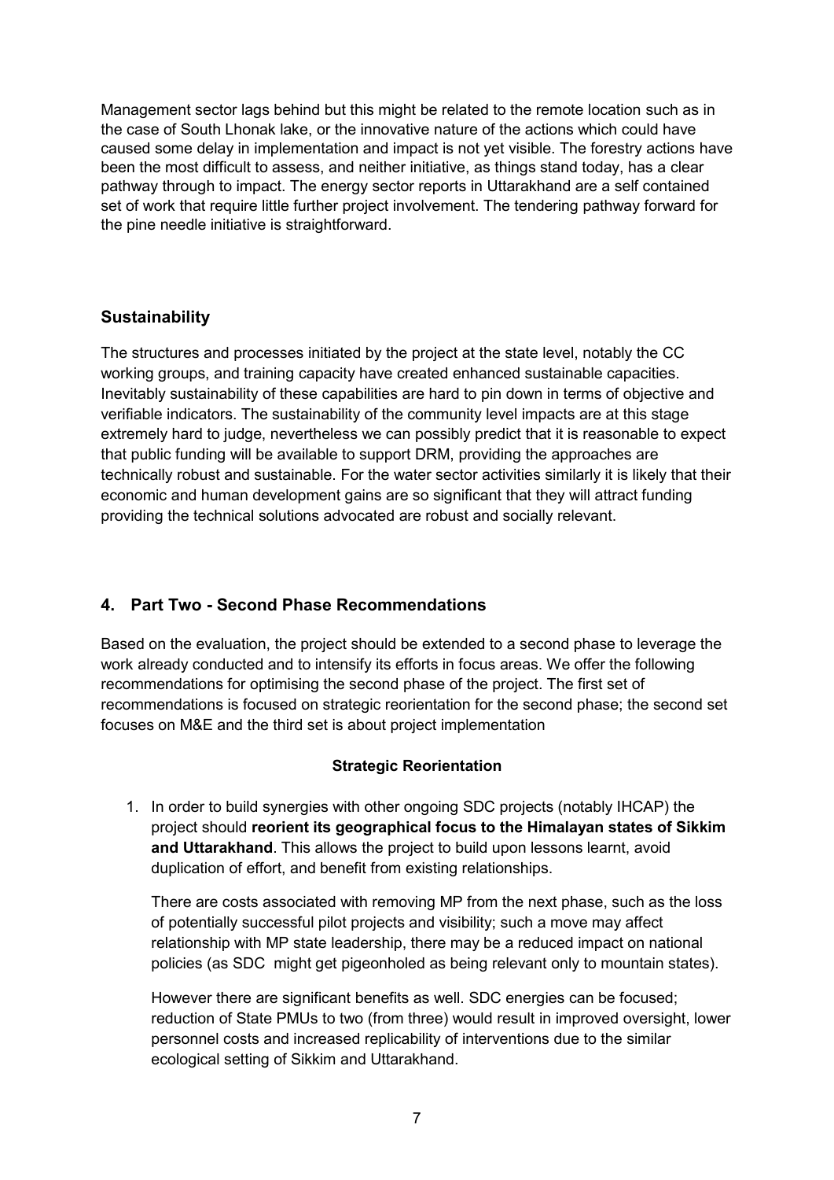Management sector lags behind but this might be related to the remote location such as in the case of South Lhonak lake, or the innovative nature of the actions which could have caused some delay in implementation and impact is not yet visible. The forestry actions have been the most difficult to assess, and neither initiative, as things stand today, has a clear pathway through to impact. The energy sector reports in Uttarakhand are a self contained set of work that require little further project involvement. The tendering pathway forward for the pine needle initiative is straightforward.

### Sustainability

The structures and processes initiated by the project at the state level, notably the CC working groups, and training capacity have created enhanced sustainable capacities. Inevitably sustainability of these capabilities are hard to pin down in terms of objective and verifiable indicators. The sustainability of the community level impacts are at this stage extremely hard to judge, nevertheless we can possibly predict that it is reasonable to expect that public funding will be available to support DRM, providing the approaches are technically robust and sustainable. For the water sector activities similarly it is likely that their economic and human development gains are so significant that they will attract funding providing the technical solutions advocated are robust and socially relevant.

## 4. Part Two - Second Phase Recommendations

Based on the evaluation, the project should be extended to a second phase to leverage the work already conducted and to intensify its efforts in focus areas. We offer the following recommendations for optimising the second phase of the project. The first set of recommendations is focused on strategic reorientation for the second phase; the second set focuses on M&E and the third set is about project implementation

**Strategic Reorientation**

1. In order to build synergies with other ongoing SDC projects (notably IHCAP) the project should **reorient its geographical focus to the Himalayan states of Sikkim and Uttarakhand**. This allows the project to build upon lessons learnt, avoid duplication of effort, and benefit from existing relationships.

   There are costs associated with removing MP from the next phase, such as the loss of potentially successful pilot projects and visibility; such a move may affect relationship with MP state leadership, there may be a reduced impact on national policies (as SDC might get pigeonholed as being relevant only to mountain states).

   However there are significant benefits as well. SDC energies can be focused; reduction of State PMUs to two (from three) would result in improved oversight, lower personnel costs and increased replicability of interventions due to the similar ecological setting of Sikkim and Uttarakhand.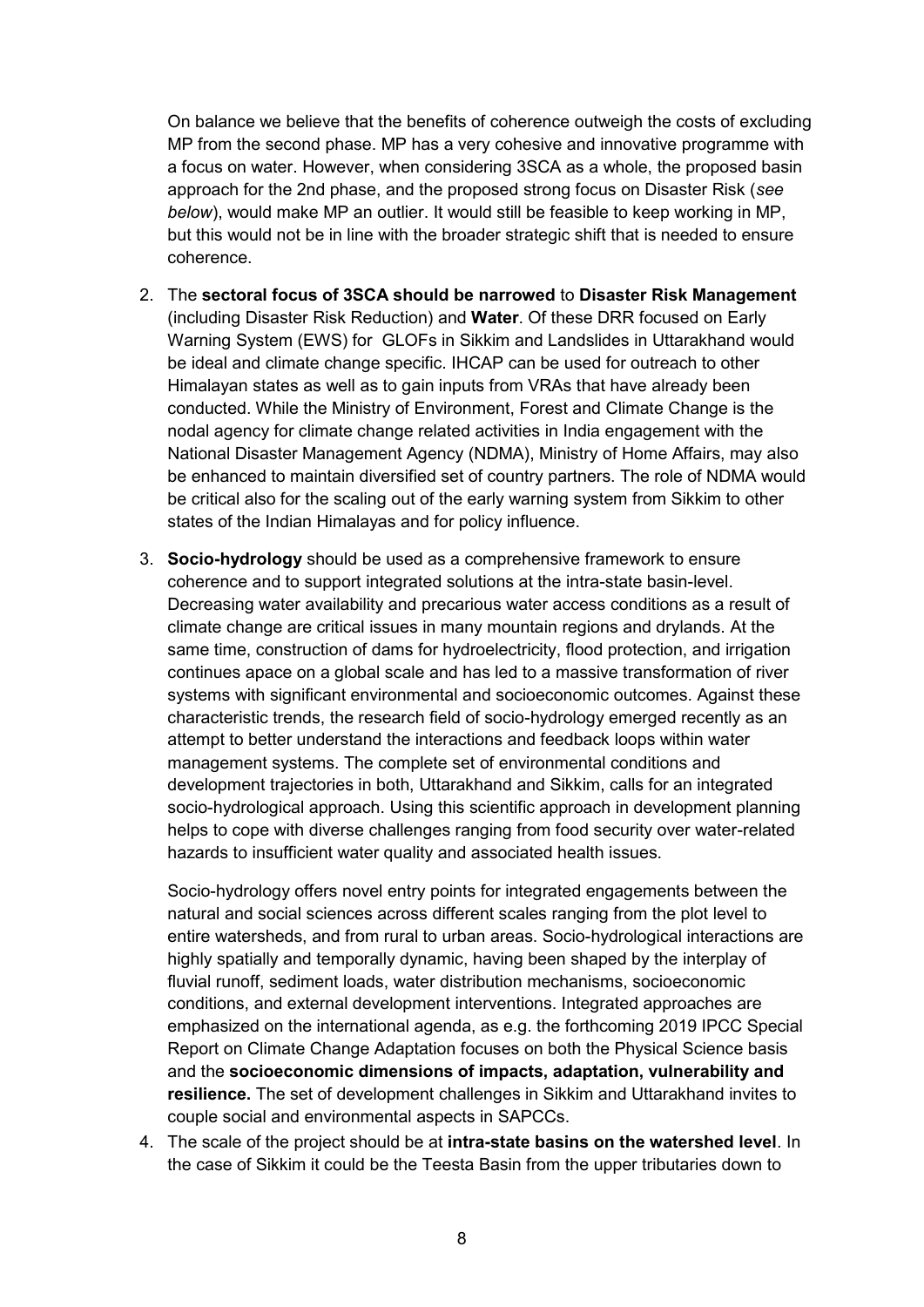On balance we believe that the benefits of coherence outweigh the costs of excluding MP from the second phase. MP has a very cohesive and innovative programme with a focus on water. However, when considering 3SCA as a whole, the proposed basin approach for the 2nd phase, and the proposed strong focus on Disaster Risk (*see below*), would make MP an outlier. It would still be feasible to keep working in MP, but this would not be in line with the broader strategic shift that is needed to ensure coherence.

2. The **sectoral focus of 3SCA should be narrowed** to **Disaster Risk Management** (including Disaster Risk Reduction) and **Water**. Of these DRR focused on Early Warning System (EWS) for GLOFs in Sikkim and Landslides in Uttarakhand would be ideal and climate change specific. IHCAP can be used for outreach to other Himalayan states as well as to gain inputs from VRAs that have already been conducted. While the Ministry of Environment, Forest and Climate Change is the nodal agency for climate change related activities in India engagement with the National Disaster Management Agency (NDMA), Ministry of Home Affairs, may also be enhanced to maintain diversified set of country partners. The role of NDMA would be critical also for the scaling out of the early warning system from Sikkim to other states of the Indian Himalayas and for policy influence.

3. **Socio-hydrology** should be used as a comprehensive framework to ensure coherence and to support integrated solutions at the intra-state basin-level. Decreasing water availability and precarious water access conditions as a result of climate change are critical issues in many mountain regions and drylands. At the same time, construction of dams for hydroelectricity, flood protection, and irrigation continues apace on a global scale and has led to a massive transformation of river systems with significant environmental and socioeconomic outcomes. Against these characteristic trends, the research field of socio-hydrology emerged recently as an attempt to better understand the interactions and feedback loops within water management systems. The complete set of environmental conditions and development trajectories in both, Uttarakhand and Sikkim, calls for an integrated socio-hydrological approach. Using this scientific approach in development planning helps to cope with diverse challenges ranging from food security over water-related hazards to insufficient water quality and associated health issues.

   Socio-hydrology offers novel entry points for integrated engagements between the natural and social sciences across different scales ranging from the plot level to entire watersheds, and from rural to urban areas. Socio-hydrological interactions are highly spatially and temporally dynamic, having been shaped by the interplay of fluvial runoff, sediment loads, water distribution mechanisms, socioeconomic conditions, and external development interventions. Integrated approaches are emphasized on the international agenda, as e.g. the forthcoming 2019 IPCC Special Report on Climate Change Adaptation focuses on both the Physical Science basis and the **socioeconomic dimensions of impacts, adaptation, vulnerability and resilience.** The set of development challenges in Sikkim and Uttarakhand invites to couple social and environmental aspects in SAPCCs.

4. The scale of the project should be at **intra-state basins on the watershed level**. In the case of Sikkim it could be the Teesta Basin from the upper tributaries down to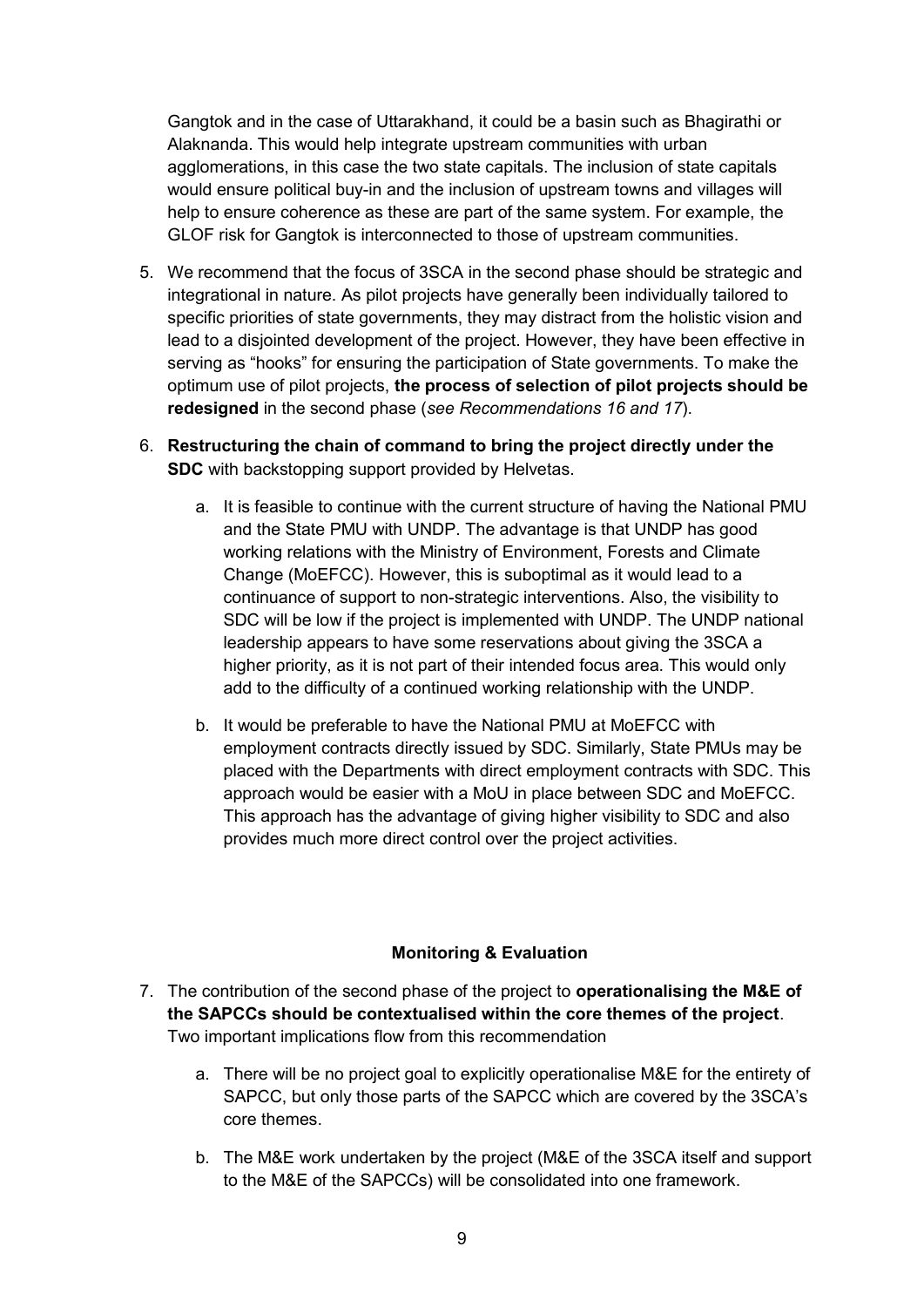Gangtok and in the case of Uttarakhand, it could be a basin such as Bhagirathi or Alaknanda. This would help integrate upstream communities with urban agglomerations, in this case the two state capitals. The inclusion of state capitals would ensure political buy-in and the inclusion of upstream towns and villages will help to ensure coherence as these are part of the same system. For example, the GLOF risk for Gangtok is interconnected to those of upstream communities.

5. We recommend that the focus of 3SCA in the second phase should be strategic and integrational in nature. As pilot projects have generally been individually tailored to specific priorities of state governments, they may distract from the holistic vision and lead to a disjointed development of the project. However, they have been effective in serving as "hooks" for ensuring the participation of State governments. To make the optimum use of pilot projects, **the process of selection of pilot projects should be redesigned** in the second phase (*see Recommendations 16 and 17*).

6. **Restructuring the chain of command to bring the project directly under the SDC** with backstopping support provided by Helvetas.

   a. It is feasible to continue with the current structure of having the National PMU and the State PMU with UNDP. The advantage is that UNDP has good working relations with the Ministry of Environment, Forests and Climate Change (MoEFCC). However, this is suboptimal as it would lead to a continuance of support to non-strategic interventions. Also, the visibility to SDC will be low if the project is implemented with UNDP. The UNDP national leadership appears to have some reservations about giving the 3SCA a higher priority, as it is not part of their intended focus area. This would only add to the difficulty of a continued working relationship with the UNDP.

   b. It would be preferable to have the National PMU at MoEFCC with employment contracts directly issued by SDC. Similarly, State PMUs may be placed with the Departments with direct employment contracts with SDC. This approach would be easier with a MoU in place between SDC and MoEFCC. This approach has the advantage of giving higher visibility to SDC and also provides much more direct control over the project activities.

### Monitoring & Evaluation

7. The contribution of the second phase of the project to **operationalising the M&E of the SAPCCs should be contextualised within the core themes of the project**. Two important implications flow from this recommendation

   a. There will be no project goal to explicitly operationalise M&E for the entirety of SAPCC, but only those parts of the SAPCC which are covered by the 3SCA's core themes.

   b. The M&E work undertaken by the project (M&E of the 3SCA itself and support to the M&E of the SAPCCs) will be consolidated into one framework.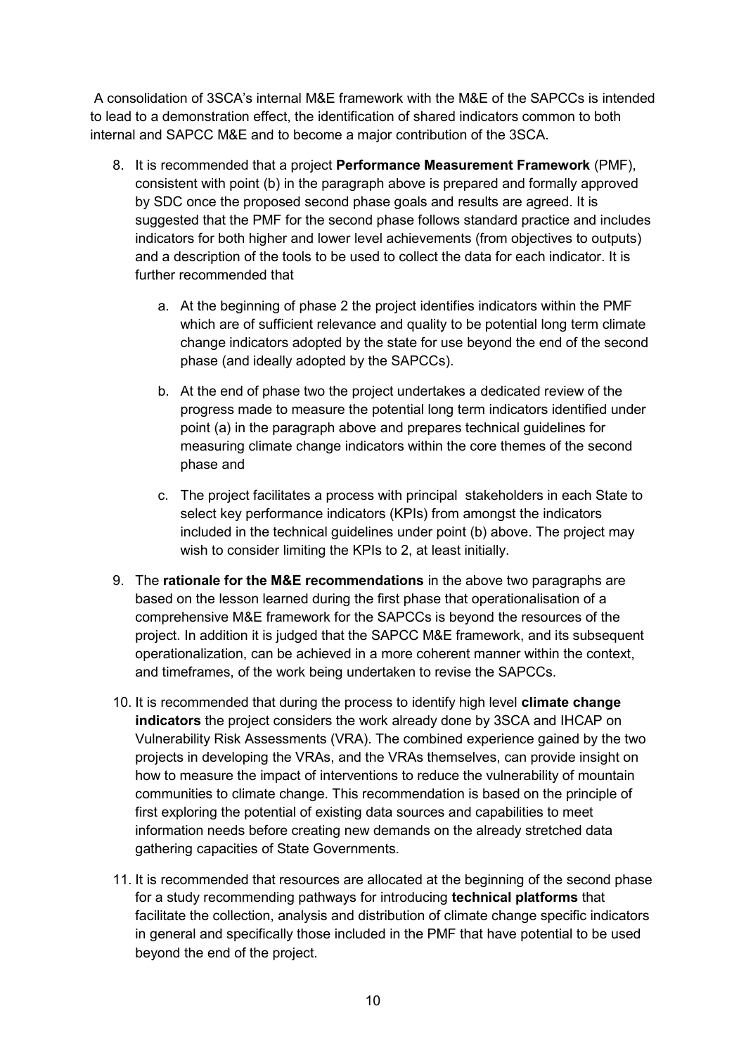A consolidation of 3SCA's internal M&E framework with the M&E of the SAPCCs is intended to lead to a demonstration effect, the identification of shared indicators common to both internal and SAPCC M&E and to become a major contribution of the 3SCA.

8. It is recommended that a project **Performance Measurement Framework** (PMF), consistent with point (b) in the paragraph above is prepared and formally approved by SDC once the proposed second phase goals and results are agreed. It is suggested that the PMF for the second phase follows standard practice and includes indicators for both higher and lower level achievements (from objectives to outputs) and a description of the tools to be used to collect the data for each indicator. It is further recommended that

    a. At the beginning of phase 2 the project identifies indicators within the PMF which are of sufficient relevance and quality to be potential long term climate change indicators adopted by the state for use beyond the end of the second phase (and ideally adopted by the SAPCCs).

    b. At the end of phase two the project undertakes a dedicated review of the progress made to measure the potential long term indicators identified under point (a) in the paragraph above and prepares technical guidelines for measuring climate change indicators within the core themes of the second phase and

    c. The project facilitates a process with principal stakeholders in each State to select key performance indicators (KPIs) from amongst the indicators included in the technical guidelines under point (b) above. The project may wish to consider limiting the KPIs to 2, at least initially.

9. The **rationale for the M&E recommendations** in the above two paragraphs are based on the lesson learned during the first phase that operationalisation of a comprehensive M&E framework for the SAPCCs is beyond the resources of the project. In addition it is judged that the SAPCC M&E framework, and its subsequent operationalization, can be achieved in a more coherent manner within the context, and timeframes, of the work being undertaken to revise the SAPCCs.

10. It is recommended that during the process to identify high level **climate change indicators** the project considers the work already done by 3SCA and IHCAP on Vulnerability Risk Assessments (VRA). The combined experience gained by the two projects in developing the VRAs, and the VRAs themselves, can provide insight on how to measure the impact of interventions to reduce the vulnerability of mountain communities to climate change. This recommendation is based on the principle of first exploring the potential of existing data sources and capabilities to meet information needs before creating new demands on the already stretched data gathering capacities of State Governments.

11. It is recommended that resources are allocated at the beginning of the second phase for a study recommending pathways for introducing **technical platforms** that facilitate the collection, analysis and distribution of climate change specific indicators in general and specifically those included in the PMF that have potential to be used beyond the end of the project.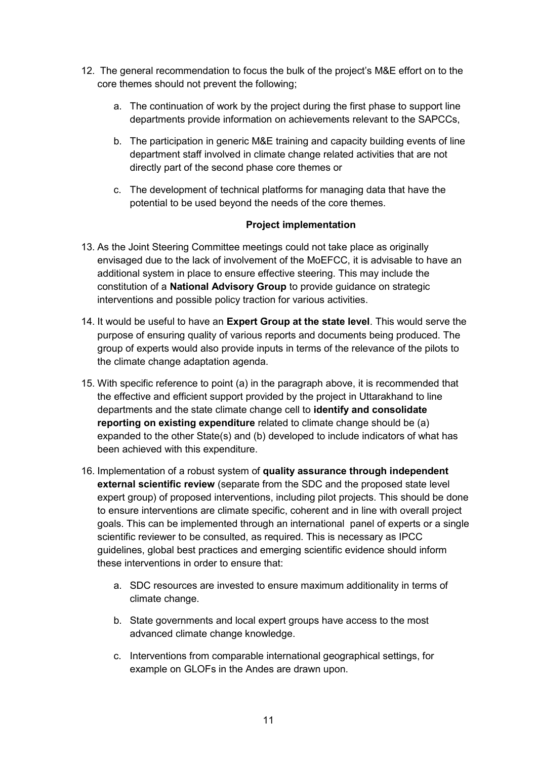12. The general recommendation to focus the bulk of the project's M&E effort on to the core themes should not prevent the following;

    a. The continuation of work by the project during the first phase to support line departments provide information on achievements relevant to the SAPCCs,

    b. The participation in generic M&E training and capacity building events of line department staff involved in climate change related activities that are not directly part of the second phase core themes or

    c. The development of technical platforms for managing data that have the potential to be used beyond the needs of the core themes.

**Project implementation**

13. As the Joint Steering Committee meetings could not take place as originally envisaged due to the lack of involvement of the MoEFCC, it is advisable to have an additional system in place to ensure effective steering. This may include the constitution of a **National Advisory Group** to provide guidance on strategic interventions and possible policy traction for various activities.

14. It would be useful to have an **Expert Group at the state level**. This would serve the purpose of ensuring quality of various reports and documents being produced. The group of experts would also provide inputs in terms of the relevance of the pilots to the climate change adaptation agenda.

15. With specific reference to point (a) in the paragraph above, it is recommended that the effective and efficient support provided by the project in Uttarakhand to line departments and the state climate change cell to **identify and consolidate reporting on existing expenditure** related to climate change should be (a) expanded to the other State(s) and (b) developed to include indicators of what has been achieved with this expenditure.

16. Implementation of a robust system of **quality assurance through independent external scientific review** (separate from the SDC and the proposed state level expert group) of proposed interventions, including pilot projects. This should be done to ensure interventions are climate specific, coherent and in line with overall project goals. This can be implemented through an international panel of experts or a single scientific reviewer to be consulted, as required. This is necessary as IPCC guidelines, global best practices and emerging scientific evidence should inform these interventions in order to ensure that:

    a. SDC resources are invested to ensure maximum additionality in terms of climate change.

    b. State governments and local expert groups have access to the most advanced climate change knowledge.

    c. Interventions from comparable international geographical settings, for example on GLOFs in the Andes are drawn upon.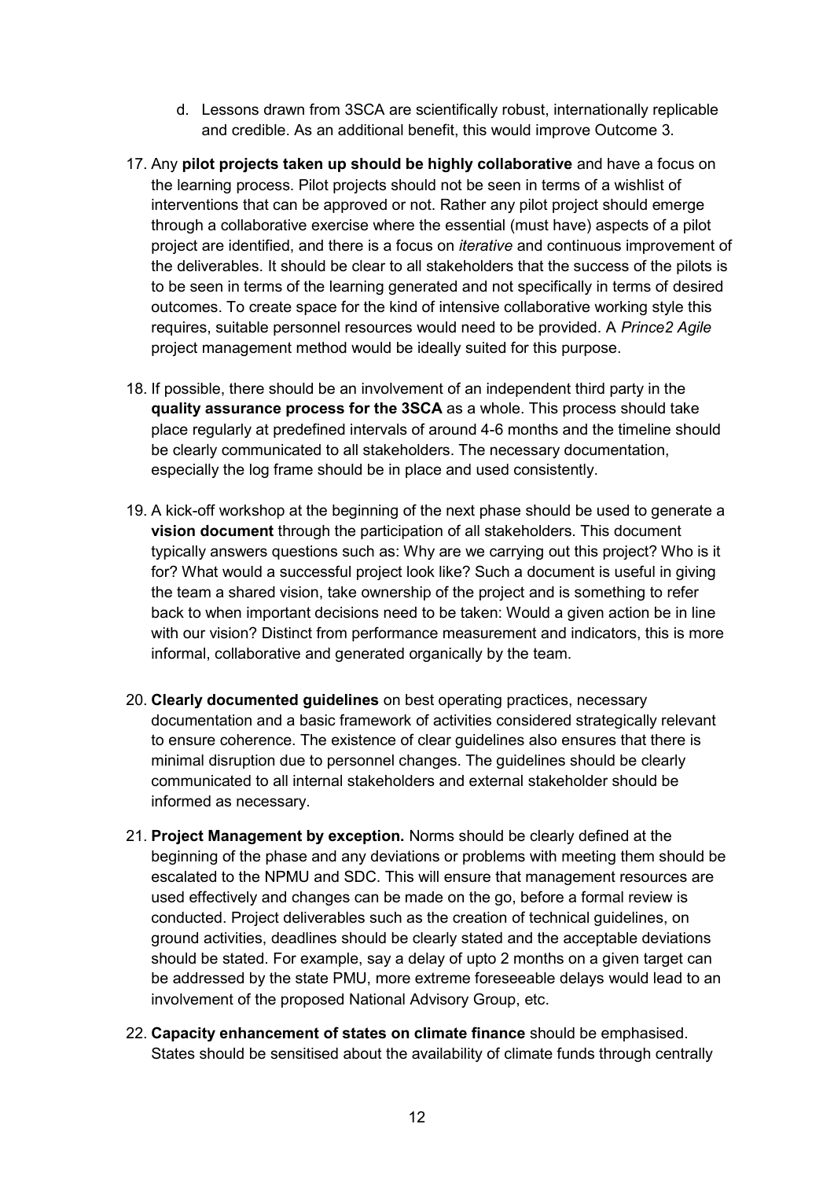d. Lessons drawn from 3SCA are scientifically robust, internationally replicable and credible. As an additional benefit, this would improve Outcome 3.

17. Any **pilot projects taken up should be highly collaborative** and have a focus on the learning process. Pilot projects should not be seen in terms of a wishlist of interventions that can be approved or not. Rather any pilot project should emerge through a collaborative exercise where the essential (must have) aspects of a pilot project are identified, and there is a focus on *iterative* and continuous improvement of the deliverables. It should be clear to all stakeholders that the success of the pilots is to be seen in terms of the learning generated and not specifically in terms of desired outcomes. To create space for the kind of intensive collaborative working style this requires, suitable personnel resources would need to be provided. A *Prince2 Agile* project management method would be ideally suited for this purpose.

18. If possible, there should be an involvement of an independent third party in the **quality assurance process for the 3SCA** as a whole. This process should take place regularly at predefined intervals of around 4-6 months and the timeline should be clearly communicated to all stakeholders. The necessary documentation, especially the log frame should be in place and used consistently.

19. A kick-off workshop at the beginning of the next phase should be used to generate a **vision document** through the participation of all stakeholders. This document typically answers questions such as: Why are we carrying out this project? Who is it for? What would a successful project look like? Such a document is useful in giving the team a shared vision, take ownership of the project and is something to refer back to when important decisions need to be taken: Would a given action be in line with our vision? Distinct from performance measurement and indicators, this is more informal, collaborative and generated organically by the team.

20. **Clearly documented guidelines** on best operating practices, necessary documentation and a basic framework of activities considered strategically relevant to ensure coherence. The existence of clear guidelines also ensures that there is minimal disruption due to personnel changes. The guidelines should be clearly communicated to all internal stakeholders and external stakeholder should be informed as necessary.

21. **Project Management by exception.** Norms should be clearly defined at the beginning of the phase and any deviations or problems with meeting them should be escalated to the NPMU and SDC. This will ensure that management resources are used effectively and changes can be made on the go, before a formal review is conducted. Project deliverables such as the creation of technical guidelines, on ground activities, deadlines should be clearly stated and the acceptable deviations should be stated. For example, say a delay of upto 2 months on a given target can be addressed by the state PMU, more extreme foreseeable delays would lead to an involvement of the proposed National Advisory Group, etc.

22. **Capacity enhancement of states on climate finance** should be emphasised. States should be sensitised about the availability of climate funds through centrally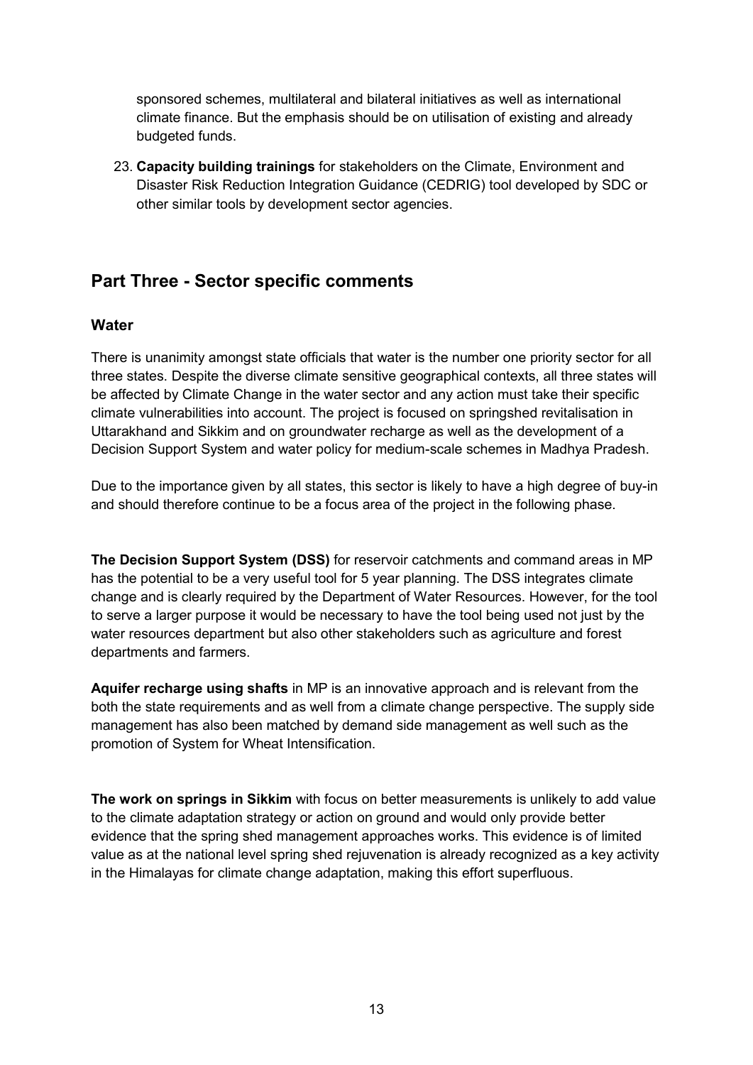sponsored schemes, multilateral and bilateral initiatives as well as international climate finance. But the emphasis should be on utilisation of existing and already budgeted funds.

23. **Capacity building trainings** for stakeholders on the Climate, Environment and Disaster Risk Reduction Integration Guidance (CEDRIG) tool developed by SDC or other similar tools by development sector agencies.

## Part Three - Sector specific comments

### Water

There is unanimity amongst state officials that water is the number one priority sector for all three states. Despite the diverse climate sensitive geographical contexts, all three states will be affected by Climate Change in the water sector and any action must take their specific climate vulnerabilities into account. The project is focused on springshed revitalisation in Uttarakhand and Sikkim and on groundwater recharge as well as the development of a Decision Support System and water policy for medium-scale schemes in Madhya Pradesh.

Due to the importance given by all states, this sector is likely to have a high degree of buy-in and should therefore continue to be a focus area of the project in the following phase.

**The Decision Support System (DSS)** for reservoir catchments and command areas in MP has the potential to be a very useful tool for 5 year planning. The DSS integrates climate change and is clearly required by the Department of Water Resources. However, for the tool to serve a larger purpose it would be necessary to have the tool being used not just by the water resources department but also other stakeholders such as agriculture and forest departments and farmers.

**Aquifer recharge using shafts** in MP is an innovative approach and is relevant from the both the state requirements and as well from a climate change perspective. The supply side management has also been matched by demand side management as well such as the promotion of System for Wheat Intensification.

**The work on springs in Sikkim** with focus on better measurements is unlikely to add value to the climate adaptation strategy or action on ground and would only provide better evidence that the spring shed management approaches works. This evidence is of limited value as at the national level spring shed rejuvenation is already recognized as a key activity in the Himalayas for climate change adaptation, making this effort superfluous.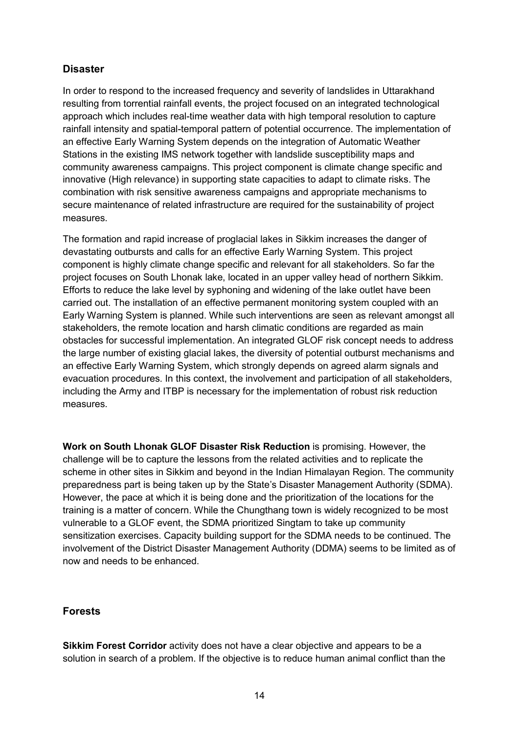## Disaster

In order to respond to the increased frequency and severity of landslides in Uttarakhand resulting from torrential rainfall events, the project focused on an integrated technological approach which includes real-time weather data with high temporal resolution to capture rainfall intensity and spatial-temporal pattern of potential occurrence. The implementation of an effective Early Warning System depends on the integration of Automatic Weather Stations in the existing IMS network together with landslide susceptibility maps and community awareness campaigns. This project component is climate change specific and innovative (High relevance) in supporting state capacities to adapt to climate risks. The combination with risk sensitive awareness campaigns and appropriate mechanisms to secure maintenance of related infrastructure are required for the sustainability of project measures.

The formation and rapid increase of proglacial lakes in Sikkim increases the danger of devastating outbursts and calls for an effective Early Warning System. This project component is highly climate change specific and relevant for all stakeholders. So far the project focuses on South Lhonak lake, located in an upper valley head of northern Sikkim. Efforts to reduce the lake level by syphoning and widening of the lake outlet have been carried out. The installation of an effective permanent monitoring system coupled with an Early Warning System is planned. While such interventions are seen as relevant amongst all stakeholders, the remote location and harsh climatic conditions are regarded as main obstacles for successful implementation. An integrated GLOF risk concept needs to address the large number of existing glacial lakes, the diversity of potential outburst mechanisms and an effective Early Warning System, which strongly depends on agreed alarm signals and evacuation procedures. In this context, the involvement and participation of all stakeholders, including the Army and ITBP is necessary for the implementation of robust risk reduction measures.

**Work on South Lhonak GLOF Disaster Risk Reduction** is promising. However, the challenge will be to capture the lessons from the related activities and to replicate the scheme in other sites in Sikkim and beyond in the Indian Himalayan Region. The community preparedness part is being taken up by the State's Disaster Management Authority (SDMA). However, the pace at which it is being done and the prioritization of the locations for the training is a matter of concern. While the Chungthang town is widely recognized to be most vulnerable to a GLOF event, the SDMA prioritized Singtam to take up community sensitization exercises. Capacity building support for the SDMA needs to be continued. The involvement of the District Disaster Management Authority (DDMA) seems to be limited as of now and needs to be enhanced.

## Forests

**Sikkim Forest Corridor** activity does not have a clear objective and appears to be a solution in search of a problem. If the objective is to reduce human animal conflict than the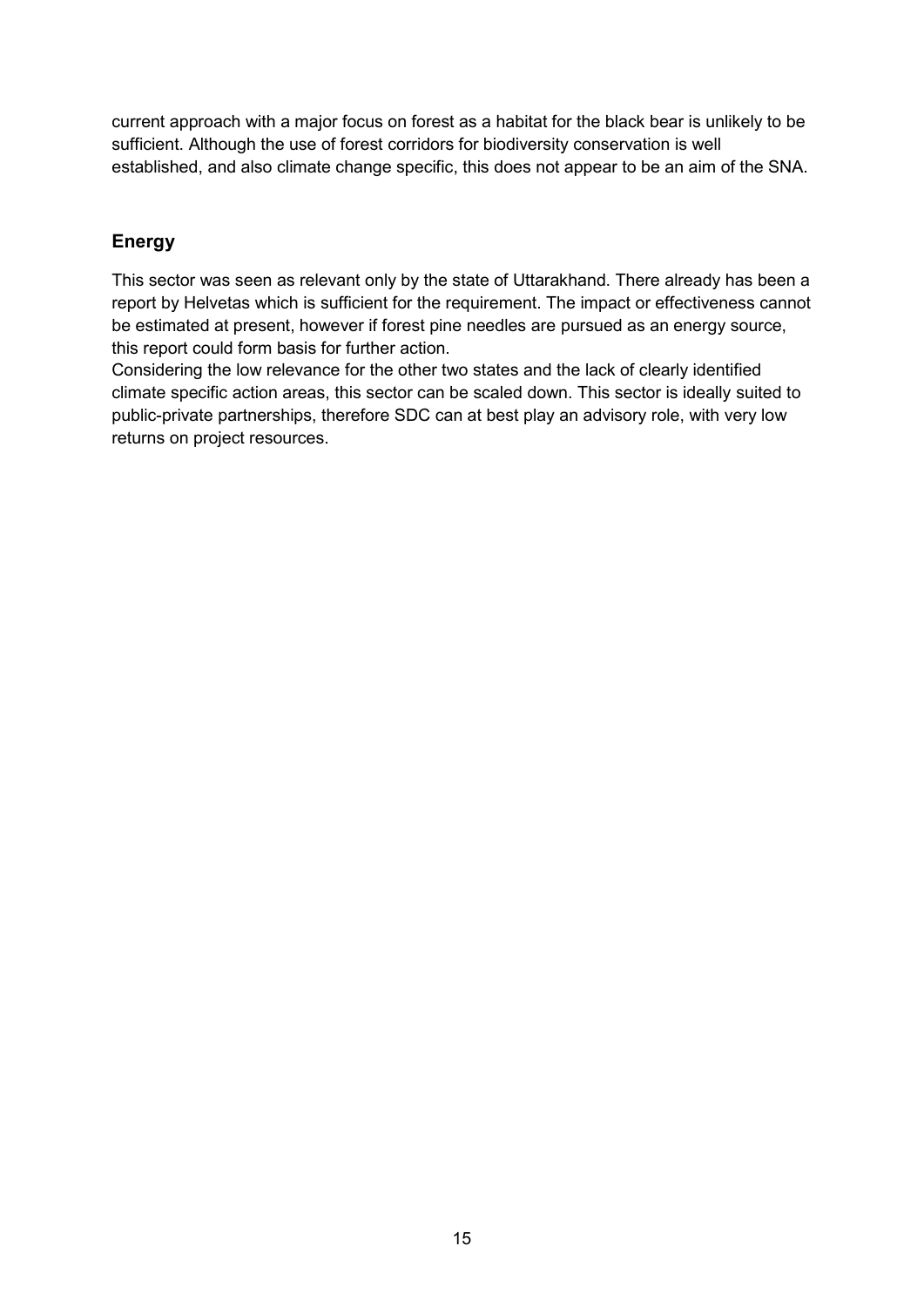current approach with a major focus on forest as a habitat for the black bear is unlikely to be sufficient. Although the use of forest corridors for biodiversity conservation is well established, and also climate change specific, this does not appear to be an aim of the SNA.

## Energy

This sector was seen as relevant only by the state of Uttarakhand. There already has been a report by Helvetas which is sufficient for the requirement. The impact or effectiveness cannot be estimated at present, however if forest pine needles are pursued as an energy source, this report could form basis for further action.

Considering the low relevance for the other two states and the lack of clearly identified climate specific action areas, this sector can be scaled down. This sector is ideally suited to public-private partnerships, therefore SDC can at best play an advisory role, with very low returns on project resources.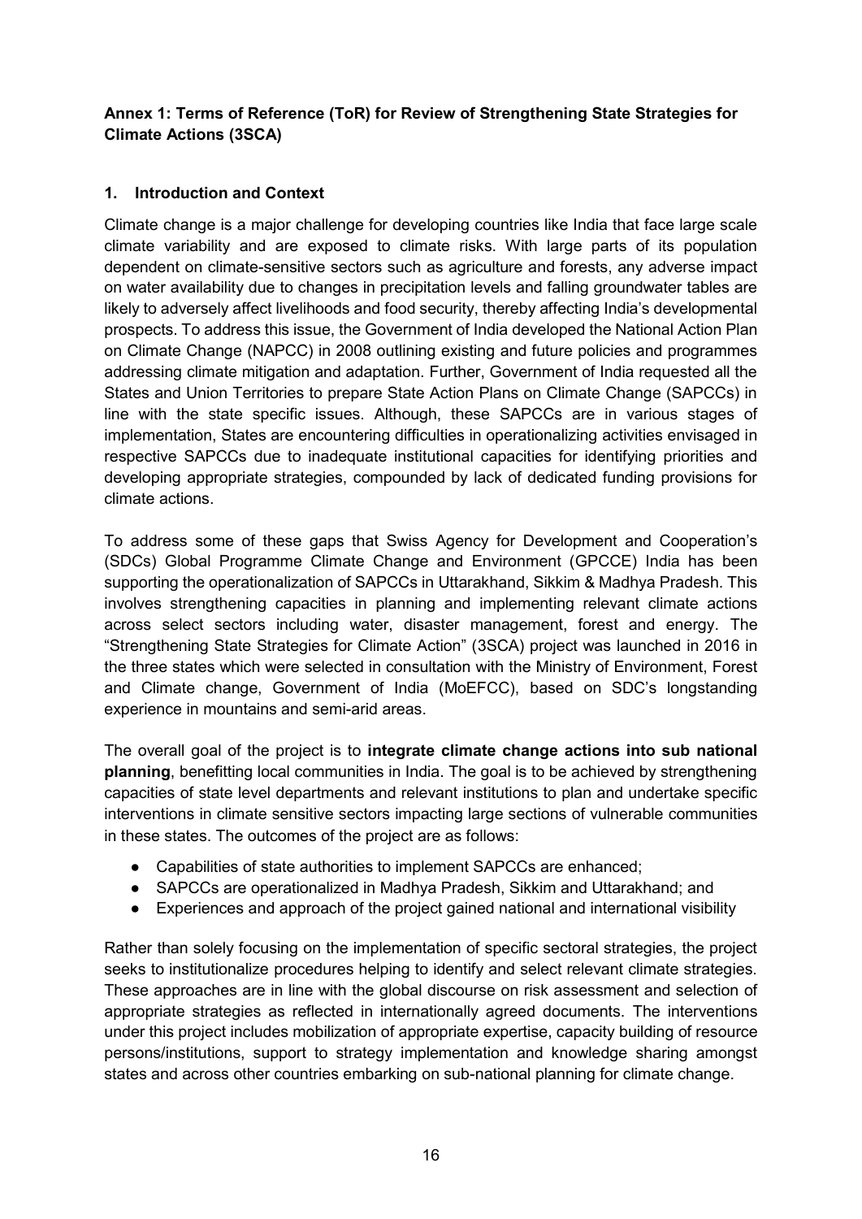**Annex 1: Terms of Reference (ToR) for Review of Strengthening State Strategies for Climate Actions (3SCA)**

## 1. Introduction and Context

Climate change is a major challenge for developing countries like India that face large scale climate variability and are exposed to climate risks. With large parts of its population dependent on climate-sensitive sectors such as agriculture and forests, any adverse impact on water availability due to changes in precipitation levels and falling groundwater tables are likely to adversely affect livelihoods and food security, thereby affecting India's developmental prospects. To address this issue, the Government of India developed the National Action Plan on Climate Change (NAPCC) in 2008 outlining existing and future policies and programmes addressing climate mitigation and adaptation. Further, Government of India requested all the States and Union Territories to prepare State Action Plans on Climate Change (SAPCCs) in line with the state specific issues. Although, these SAPCCs are in various stages of implementation, States are encountering difficulties in operationalizing activities envisaged in respective SAPCCs due to inadequate institutional capacities for identifying priorities and developing appropriate strategies, compounded by lack of dedicated funding provisions for climate actions.

To address some of these gaps that Swiss Agency for Development and Cooperation's (SDCs) Global Programme Climate Change and Environment (GPCCE) India has been supporting the operationalization of SAPCCs in Uttarakhand, Sikkim & Madhya Pradesh. This involves strengthening capacities in planning and implementing relevant climate actions across select sectors including water, disaster management, forest and energy. The "Strengthening State Strategies for Climate Action" (3SCA) project was launched in 2016 in the three states which were selected in consultation with the Ministry of Environment, Forest and Climate change, Government of India (MoEFCC), based on SDC's longstanding experience in mountains and semi-arid areas.

The overall goal of the project is to **integrate climate change actions into sub national planning**, benefitting local communities in India. The goal is to be achieved by strengthening capacities of state level departments and relevant institutions to plan and undertake specific interventions in climate sensitive sectors impacting large sections of vulnerable communities in these states. The outcomes of the project are as follows:

- Capabilities of state authorities to implement SAPCCs are enhanced;
- SAPCCs are operationalized in Madhya Pradesh, Sikkim and Uttarakhand; and
- Experiences and approach of the project gained national and international visibility

Rather than solely focusing on the implementation of specific sectoral strategies, the project seeks to institutionalize procedures helping to identify and select relevant climate strategies. These approaches are in line with the global discourse on risk assessment and selection of appropriate strategies as reflected in internationally agreed documents. The interventions under this project includes mobilization of appropriate expertise, capacity building of resource persons/institutions, support to strategy implementation and knowledge sharing amongst states and across other countries embarking on sub-national planning for climate change.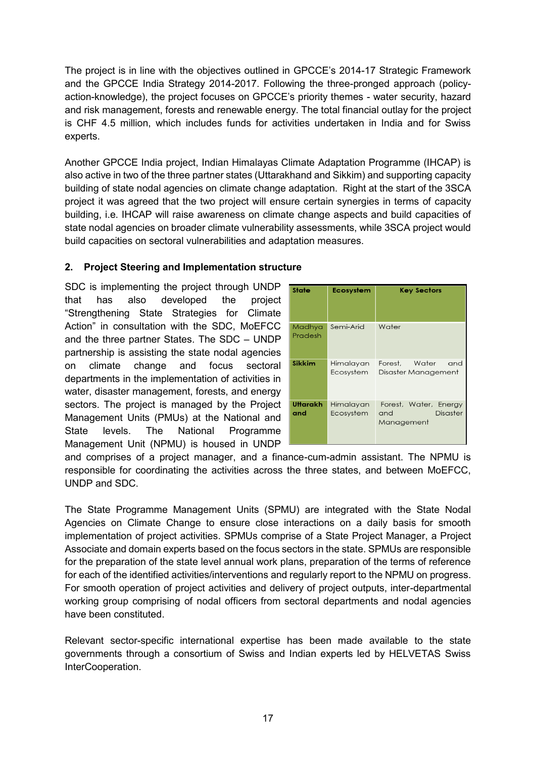The project is in line with the objectives outlined in GPCCE's 2014-17 Strategic Framework and the GPCCE India Strategy 2014-2017. Following the three-pronged approach (policy-action-knowledge), the project focuses on GPCCE's priority themes - water security, hazard and risk management, forests and renewable energy. The total financial outlay for the project is CHF 4.5 million, which includes funds for activities undertaken in India and for Swiss experts.

Another GPCCE India project, Indian Himalayas Climate Adaptation Programme (IHCAP) is also active in two of the three partner states (Uttarakhand and Sikkim) and supporting capacity building of state nodal agencies on climate change adaptation. Right at the start of the 3SCA project it was agreed that the two project will ensure certain synergies in terms of capacity building, i.e. IHCAP will raise awareness on climate change aspects and build capacities of state nodal agencies on broader climate vulnerability assessments, while 3SCA project would build capacities on sectoral vulnerabilities and adaptation measures.

## 2. Project Steering and Implementation structure

| State | Ecosystem | Key Sectors |
|---|---|---|
| Madhya Pradesh | Semi-Arid | Water |
| **Sikkim** | Himalayan Ecosystem | Forest, Water and Disaster Management |
| **Uttarakhand** | Himalayan Ecosystem | Forest, Water, Energy and Disaster Management |

SDC is implementing the project through UNDP that has also developed the project "Strengthening State Strategies for Climate Action" in consultation with the SDC, MoEFCC and the three partner States. The SDC – UNDP partnership is assisting the state nodal agencies on climate change and focus sectoral departments in the implementation of activities in water, disaster management, forests, and energy sectors. The project is managed by the Project Management Units (PMUs) at the National and State levels. The National Programme Management Unit (NPMU) is housed in UNDP and comprises of a project manager, and a finance-cum-admin assistant. The NPMU is responsible for coordinating the activities across the three states, and between MoEFCC, UNDP and SDC.

The State Programme Management Units (SPMU) are integrated with the State Nodal Agencies on Climate Change to ensure close interactions on a daily basis for smooth implementation of project activities. SPMUs comprise of a State Project Manager, a Project Associate and domain experts based on the focus sectors in the state. SPMUs are responsible for the preparation of the state level annual work plans, preparation of the terms of reference for each of the identified activities/interventions and regularly report to the NPMU on progress. For smooth operation of project activities and delivery of project outputs, inter-departmental working group comprising of nodal officers from sectoral departments and nodal agencies have been constituted.

Relevant sector-specific international expertise has been made available to the state governments through a consortium of Swiss and Indian experts led by HELVETAS Swiss InterCooperation.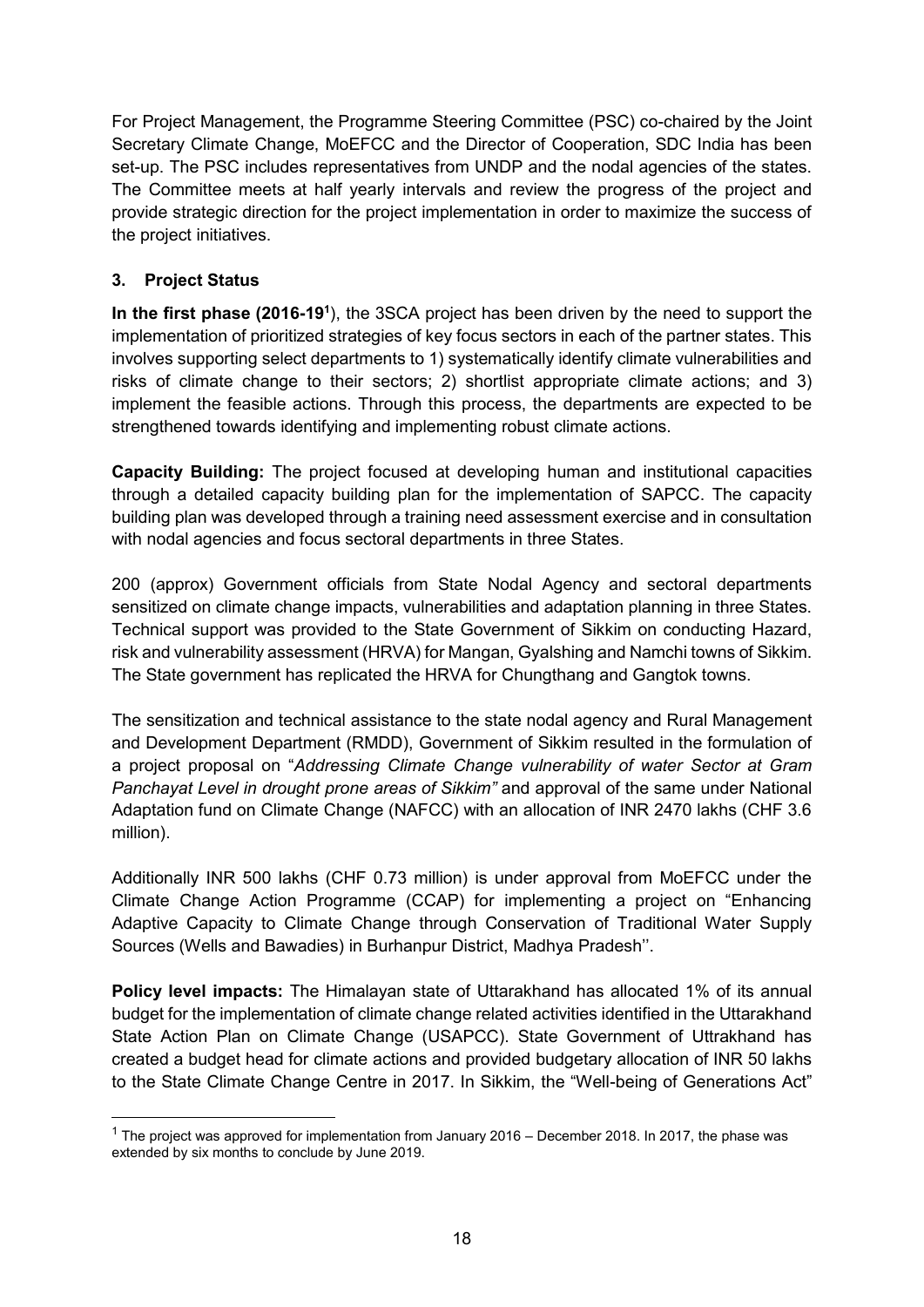For Project Management, the Programme Steering Committee (PSC) co-chaired by the Joint Secretary Climate Change, MoEFCC and the Director of Cooperation, SDC India has been set-up. The PSC includes representatives from UNDP and the nodal agencies of the states. The Committee meets at half yearly intervals and review the progress of the project and provide strategic direction for the project implementation in order to maximize the success of the project initiatives.

## 3. Project Status

**In the first phase (2016-19[1])**, the 3SCA project has been driven by the need to support the implementation of prioritized strategies of key focus sectors in each of the partner states. This involves supporting select departments to 1) systematically identify climate vulnerabilities and risks of climate change to their sectors; 2) shortlist appropriate climate actions; and 3) implement the feasible actions. Through this process, the departments are expected to be strengthened towards identifying and implementing robust climate actions.

**Capacity Building:** The project focused at developing human and institutional capacities through a detailed capacity building plan for the implementation of SAPCC. The capacity building plan was developed through a training need assessment exercise and in consultation with nodal agencies and focus sectoral departments in three States.

200 (approx) Government officials from State Nodal Agency and sectoral departments sensitized on climate change impacts, vulnerabilities and adaptation planning in three States. Technical support was provided to the State Government of Sikkim on conducting Hazard, risk and vulnerability assessment (HRVA) for Mangan, Gyalshing and Namchi towns of Sikkim. The State government has replicated the HRVA for Chungthang and Gangtok towns.

The sensitization and technical assistance to the state nodal agency and Rural Management and Development Department (RMDD), Government of Sikkim resulted in the formulation of a project proposal on "*Addressing Climate Change vulnerability of water Sector at Gram Panchayat Level in drought prone areas of Sikkim"* and approval of the same under National Adaptation fund on Climate Change (NAFCC) with an allocation of INR 2470 lakhs (CHF 3.6 million).

Additionally INR 500 lakhs (CHF 0.73 million) is under approval from MoEFCC under the Climate Change Action Programme (CCAP) for implementing a project on "Enhancing Adaptive Capacity to Climate Change through Conservation of Traditional Water Supply Sources (Wells and Bawadies) in Burhanpur District, Madhya Pradesh''.

**Policy level impacts:** The Himalayan state of Uttarakhand has allocated 1% of its annual budget for the implementation of climate change related activities identified in the Uttarakhand State Action Plan on Climate Change (USAPCC). State Government of Uttrakhand has created a budget head for climate actions and provided budgetary allocation of INR 50 lakhs to the State Climate Change Centre in 2017. In Sikkim, the "Well-being of Generations Act"

[1] The project was approved for implementation from January 2016 – December 2018. In 2017, the phase was extended by six months to conclude by June 2019.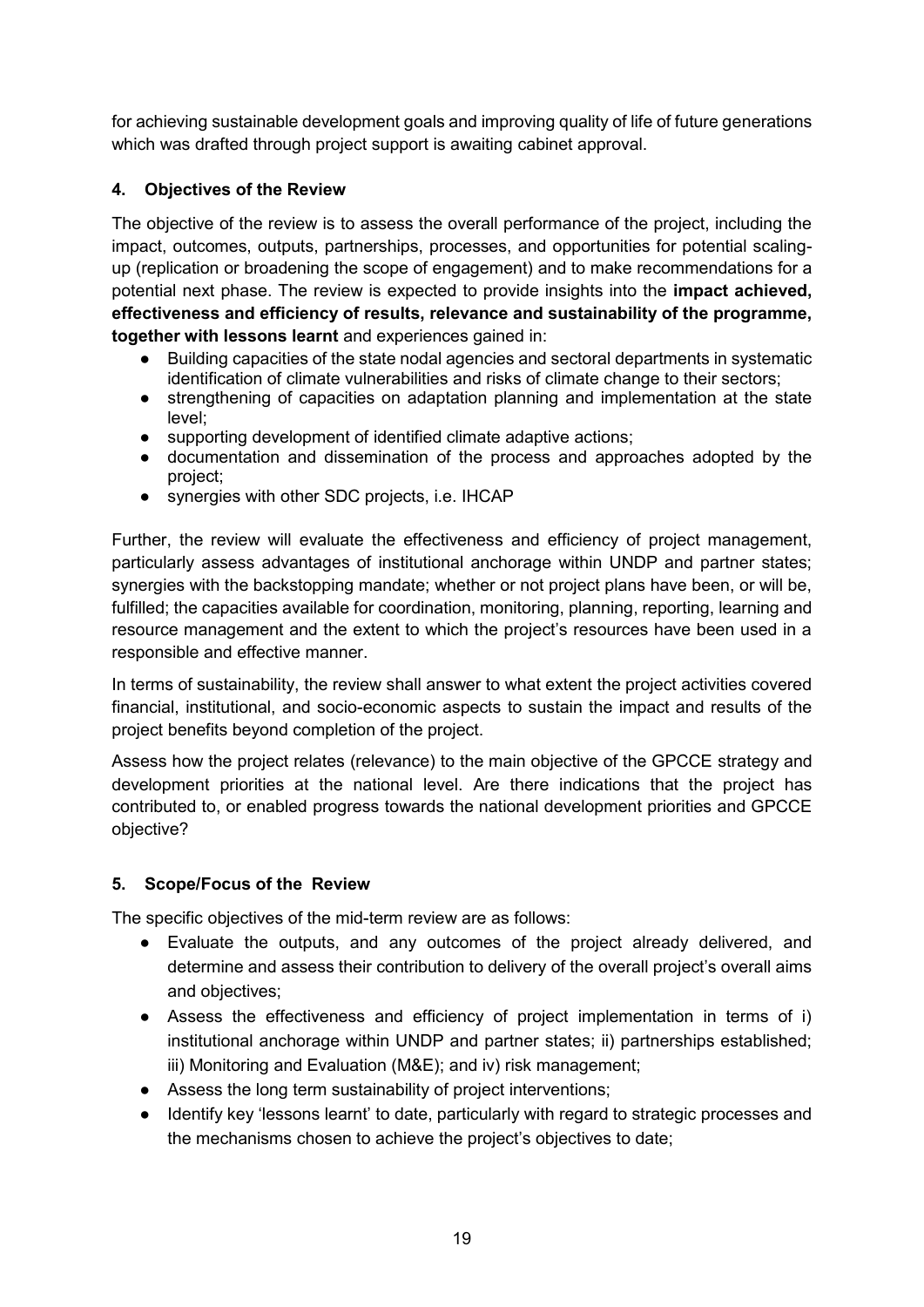for achieving sustainable development goals and improving quality of life of future generations which was drafted through project support is awaiting cabinet approval.

### 4. Objectives of the Review

The objective of the review is to assess the overall performance of the project, including the impact, outcomes, outputs, partnerships, processes, and opportunities for potential scaling-up (replication or broadening the scope of engagement) and to make recommendations for a potential next phase. The review is expected to provide insights into the **impact achieved, effectiveness and efficiency of results, relevance and sustainability of the programme, together with lessons learnt** and experiences gained in:

- Building capacities of the state nodal agencies and sectoral departments in systematic identification of climate vulnerabilities and risks of climate change to their sectors;
- strengthening of capacities on adaptation planning and implementation at the state level;
- supporting development of identified climate adaptive actions;
- documentation and dissemination of the process and approaches adopted by the project;
- synergies with other SDC projects, i.e. IHCAP

Further, the review will evaluate the effectiveness and efficiency of project management, particularly assess advantages of institutional anchorage within UNDP and partner states; synergies with the backstopping mandate; whether or not project plans have been, or will be, fulfilled; the capacities available for coordination, monitoring, planning, reporting, learning and resource management and the extent to which the project's resources have been used in a responsible and effective manner.

In terms of sustainability, the review shall answer to what extent the project activities covered financial, institutional, and socio-economic aspects to sustain the impact and results of the project benefits beyond completion of the project.

Assess how the project relates (relevance) to the main objective of the GPCCE strategy and development priorities at the national level. Are there indications that the project has contributed to, or enabled progress towards the national development priorities and GPCCE objective?

### 5. Scope/Focus of the Review

The specific objectives of the mid-term review are as follows:

- Evaluate the outputs, and any outcomes of the project already delivered, and determine and assess their contribution to delivery of the overall project's overall aims and objectives;
- Assess the effectiveness and efficiency of project implementation in terms of i) institutional anchorage within UNDP and partner states; ii) partnerships established; iii) Monitoring and Evaluation (M&E); and iv) risk management;
- Assess the long term sustainability of project interventions;
- Identify key 'lessons learnt' to date, particularly with regard to strategic processes and the mechanisms chosen to achieve the project's objectives to date;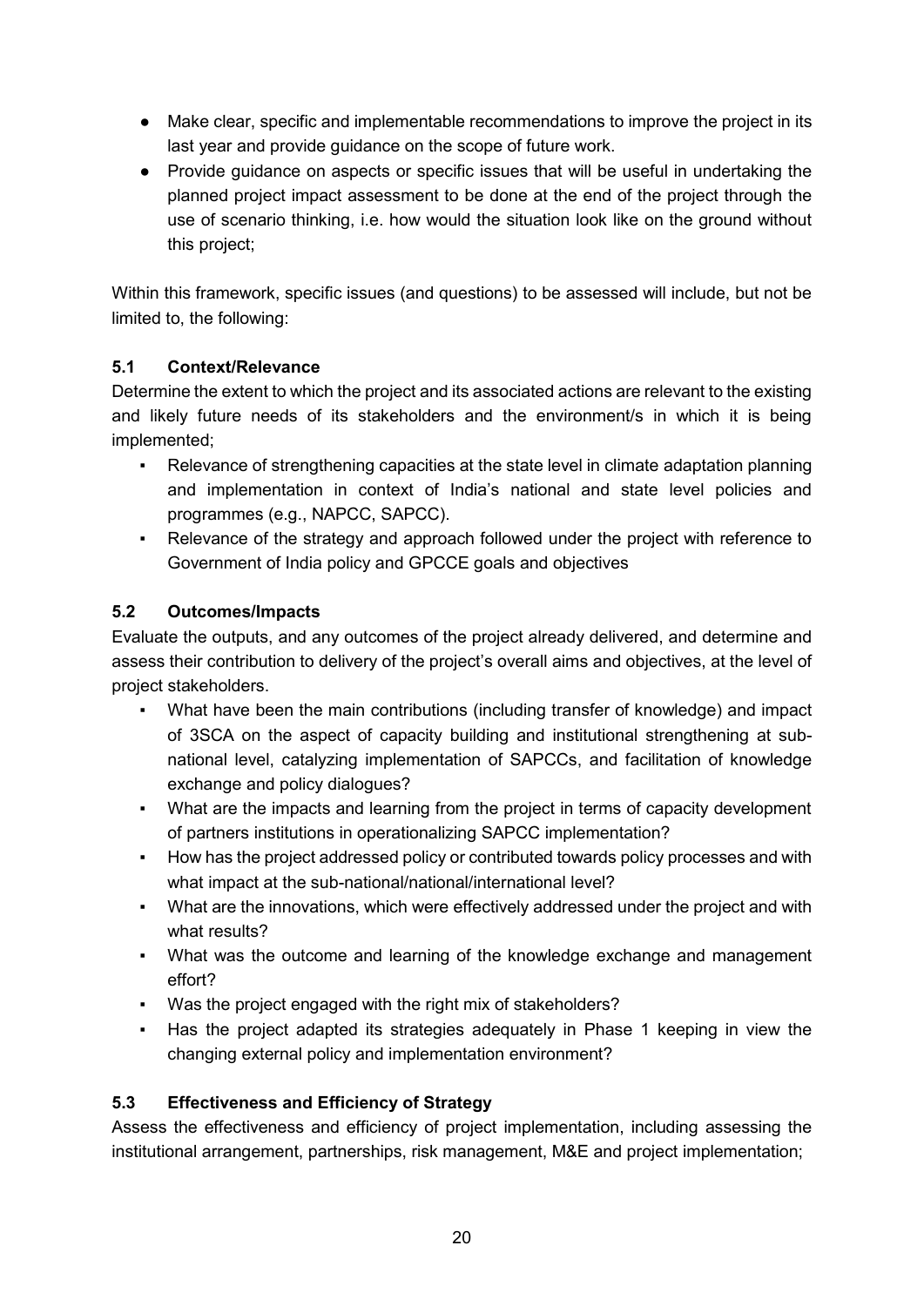- Make clear, specific and implementable recommendations to improve the project in its last year and provide guidance on the scope of future work.
- Provide guidance on aspects or specific issues that will be useful in undertaking the planned project impact assessment to be done at the end of the project through the use of scenario thinking, i.e. how would the situation look like on the ground without this project;

Within this framework, specific issues (and questions) to be assessed will include, but not be limited to, the following:

### 5.1 Context/Relevance

Determine the extent to which the project and its associated actions are relevant to the existing and likely future needs of its stakeholders and the environment/s in which it is being implemented;

- Relevance of strengthening capacities at the state level in climate adaptation planning and implementation in context of India's national and state level policies and programmes (e.g., NAPCC, SAPCC).
- Relevance of the strategy and approach followed under the project with reference to Government of India policy and GPCCE goals and objectives

### 5.2 Outcomes/Impacts

Evaluate the outputs, and any outcomes of the project already delivered, and determine and assess their contribution to delivery of the project's overall aims and objectives, at the level of project stakeholders.

- What have been the main contributions (including transfer of knowledge) and impact of 3SCA on the aspect of capacity building and institutional strengthening at sub-national level, catalyzing implementation of SAPCCs, and facilitation of knowledge exchange and policy dialogues?
- What are the impacts and learning from the project in terms of capacity development of partners institutions in operationalizing SAPCC implementation?
- How has the project addressed policy or contributed towards policy processes and with what impact at the sub-national/national/international level?
- What are the innovations, which were effectively addressed under the project and with what results?
- What was the outcome and learning of the knowledge exchange and management effort?
- Was the project engaged with the right mix of stakeholders?
- Has the project adapted its strategies adequately in Phase 1 keeping in view the changing external policy and implementation environment?

### 5.3 Effectiveness and Efficiency of Strategy

Assess the effectiveness and efficiency of project implementation, including assessing the institutional arrangement, partnerships, risk management, M&E and project implementation;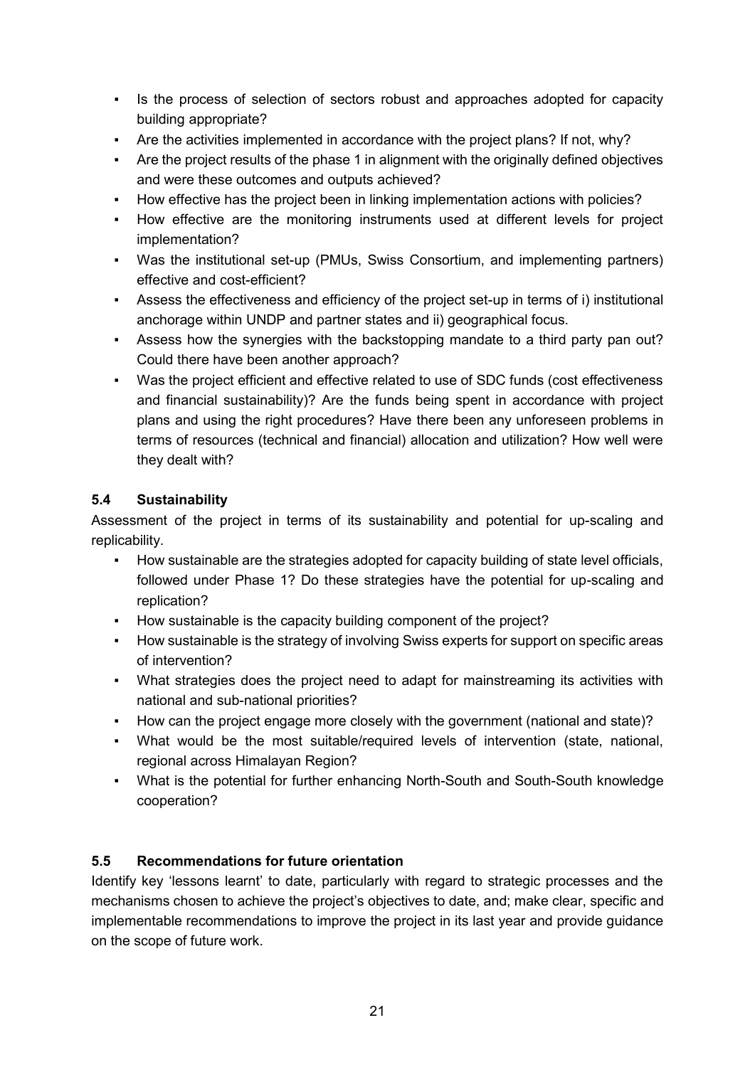- Is the process of selection of sectors robust and approaches adopted for capacity building appropriate?
- Are the activities implemented in accordance with the project plans? If not, why?
- Are the project results of the phase 1 in alignment with the originally defined objectives and were these outcomes and outputs achieved?
- How effective has the project been in linking implementation actions with policies?
- How effective are the monitoring instruments used at different levels for project implementation?
- Was the institutional set-up (PMUs, Swiss Consortium, and implementing partners) effective and cost-efficient?
- Assess the effectiveness and efficiency of the project set-up in terms of i) institutional anchorage within UNDP and partner states and ii) geographical focus.
- Assess how the synergies with the backstopping mandate to a third party pan out? Could there have been another approach?
- Was the project efficient and effective related to use of SDC funds (cost effectiveness and financial sustainability)? Are the funds being spent in accordance with project plans and using the right procedures? Have there been any unforeseen problems in terms of resources (technical and financial) allocation and utilization? How well were they dealt with?

### 5.4 Sustainability

Assessment of the project in terms of its sustainability and potential for up-scaling and replicability.

- How sustainable are the strategies adopted for capacity building of state level officials, followed under Phase 1? Do these strategies have the potential for up-scaling and replication?
- How sustainable is the capacity building component of the project?
- How sustainable is the strategy of involving Swiss experts for support on specific areas of intervention?
- What strategies does the project need to adapt for mainstreaming its activities with national and sub-national priorities?
- How can the project engage more closely with the government (national and state)?
- What would be the most suitable/required levels of intervention (state, national, regional across Himalayan Region?
- What is the potential for further enhancing North-South and South-South knowledge cooperation?

### 5.5 Recommendations for future orientation

Identify key 'lessons learnt' to date, particularly with regard to strategic processes and the mechanisms chosen to achieve the project's objectives to date, and; make clear, specific and implementable recommendations to improve the project in its last year and provide guidance on the scope of future work.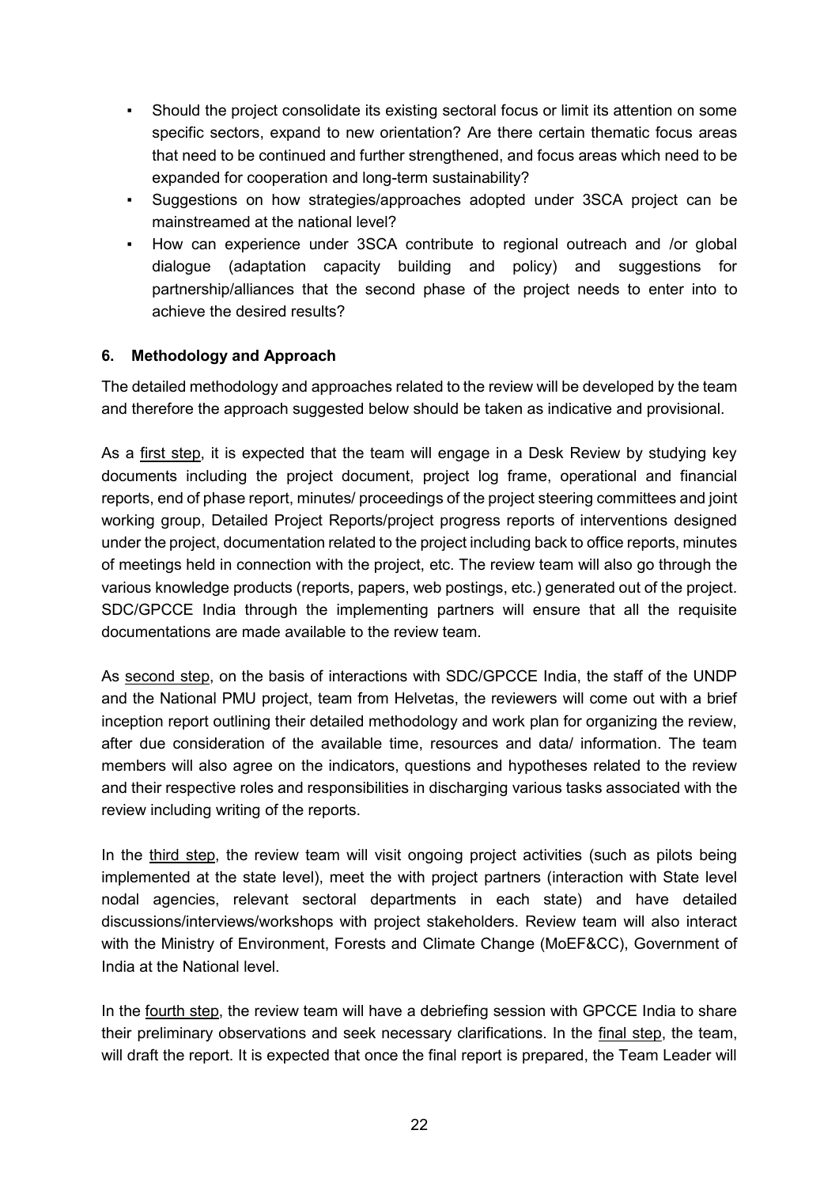- Should the project consolidate its existing sectoral focus or limit its attention on some specific sectors, expand to new orientation? Are there certain thematic focus areas that need to be continued and further strengthened, and focus areas which need to be expanded for cooperation and long-term sustainability?
- Suggestions on how strategies/approaches adopted under 3SCA project can be mainstreamed at the national level?
- How can experience under 3SCA contribute to regional outreach and /or global dialogue (adaptation capacity building and policy) and suggestions for partnership/alliances that the second phase of the project needs to enter into to achieve the desired results?

### 6. Methodology and Approach

The detailed methodology and approaches related to the review will be developed by the team and therefore the approach suggested below should be taken as indicative and provisional.

As a first step, it is expected that the team will engage in a Desk Review by studying key documents including the project document, project log frame, operational and financial reports, end of phase report, minutes/ proceedings of the project steering committees and joint working group, Detailed Project Reports/project progress reports of interventions designed under the project, documentation related to the project including back to office reports, minutes of meetings held in connection with the project, etc. The review team will also go through the various knowledge products (reports, papers, web postings, etc.) generated out of the project. SDC/GPCCE India through the implementing partners will ensure that all the requisite documentations are made available to the review team.

As second step, on the basis of interactions with SDC/GPCCE India, the staff of the UNDP and the National PMU project, team from Helvetas, the reviewers will come out with a brief inception report outlining their detailed methodology and work plan for organizing the review, after due consideration of the available time, resources and data/ information. The team members will also agree on the indicators, questions and hypotheses related to the review and their respective roles and responsibilities in discharging various tasks associated with the review including writing of the reports.

In the third step, the review team will visit ongoing project activities (such as pilots being implemented at the state level), meet the with project partners (interaction with State level nodal agencies, relevant sectoral departments in each state) and have detailed discussions/interviews/workshops with project stakeholders. Review team will also interact with the Ministry of Environment, Forests and Climate Change (MoEF&CC), Government of India at the National level.

In the fourth step, the review team will have a debriefing session with GPCCE India to share their preliminary observations and seek necessary clarifications. In the final step, the team, will draft the report. It is expected that once the final report is prepared, the Team Leader will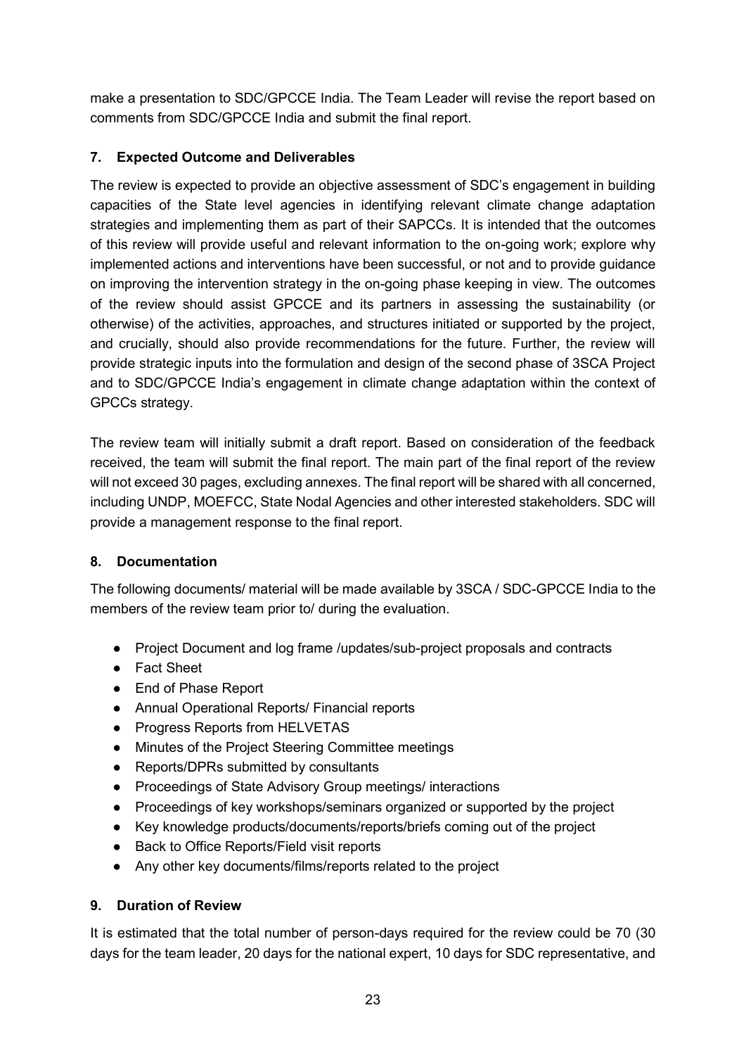make a presentation to SDC/GPCCE India. The Team Leader will revise the report based on comments from SDC/GPCCE India and submit the final report.

## 7. Expected Outcome and Deliverables

The review is expected to provide an objective assessment of SDC's engagement in building capacities of the State level agencies in identifying relevant climate change adaptation strategies and implementing them as part of their SAPCCs. It is intended that the outcomes of this review will provide useful and relevant information to the on-going work; explore why implemented actions and interventions have been successful, or not and to provide guidance on improving the intervention strategy in the on-going phase keeping in view. The outcomes of the review should assist GPCCE and its partners in assessing the sustainability (or otherwise) of the activities, approaches, and structures initiated or supported by the project, and crucially, should also provide recommendations for the future. Further, the review will provide strategic inputs into the formulation and design of the second phase of 3SCA Project and to SDC/GPCCE India's engagement in climate change adaptation within the context of GPCCs strategy.

The review team will initially submit a draft report. Based on consideration of the feedback received, the team will submit the final report. The main part of the final report of the review will not exceed 30 pages, excluding annexes. The final report will be shared with all concerned, including UNDP, MOEFCC, State Nodal Agencies and other interested stakeholders. SDC will provide a management response to the final report.

## 8. Documentation

The following documents/ material will be made available by 3SCA / SDC-GPCCE India to the members of the review team prior to/ during the evaluation.

- Project Document and log frame /updates/sub-project proposals and contracts
- Fact Sheet
- End of Phase Report
- Annual Operational Reports/ Financial reports
- Progress Reports from HELVETAS
- Minutes of the Project Steering Committee meetings
- Reports/DPRs submitted by consultants
- Proceedings of State Advisory Group meetings/ interactions
- Proceedings of key workshops/seminars organized or supported by the project
- Key knowledge products/documents/reports/briefs coming out of the project
- Back to Office Reports/Field visit reports
- Any other key documents/films/reports related to the project

## 9. Duration of Review

It is estimated that the total number of person-days required for the review could be 70 (30 days for the team leader, 20 days for the national expert, 10 days for SDC representative, and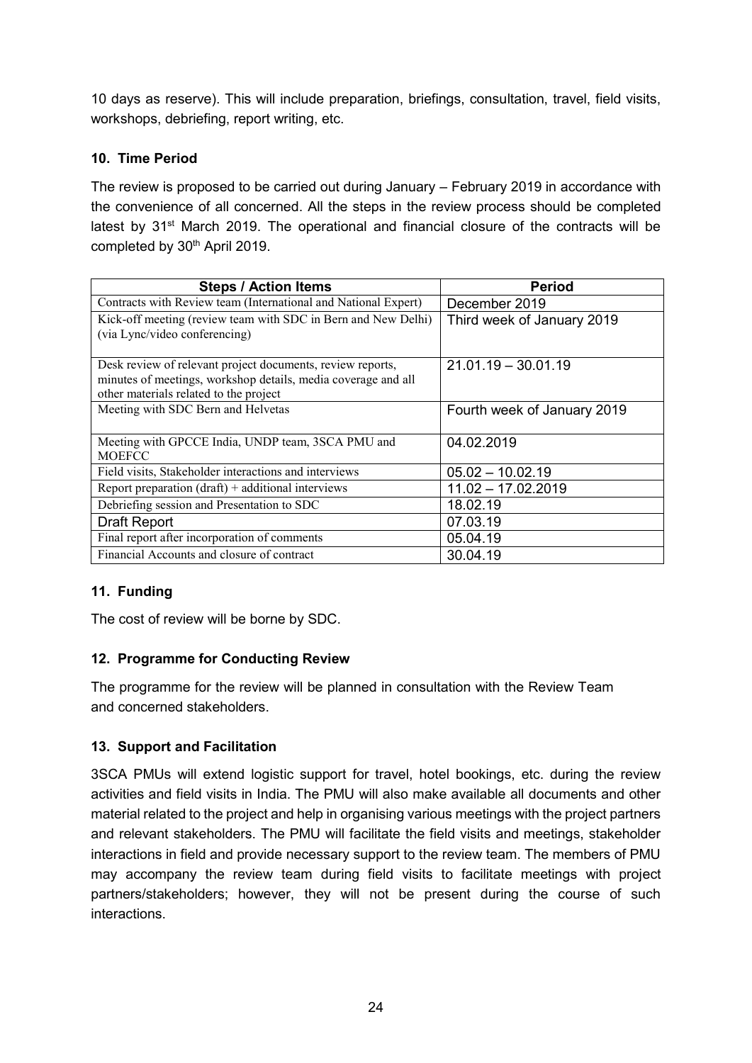10 days as reserve). This will include preparation, briefings, consultation, travel, field visits, workshops, debriefing, report writing, etc.

### 10. Time Period

The review is proposed to be carried out during January – February 2019 in accordance with the convenience of all concerned. All the steps in the review process should be completed latest by 31st March 2019. The operational and financial closure of the contracts will be completed by 30th April 2019.

| Steps / Action Items | Period |
|---|---|
| Contracts with Review team (International and National Expert) | December 2019 |
| Kick-off meeting (review team with SDC in Bern and New Delhi) (via Lync/video conferencing) | Third week of January 2019 |
| Desk review of relevant project documents, review reports, minutes of meetings, workshop details, media coverage and all other materials related to the project | 21.01.19 – 30.01.19 |
| Meeting with SDC Bern and Helvetas | Fourth week of January 2019 |
| Meeting with GPCCE India, UNDP team, 3SCA PMU and MOEFCC | 04.02.2019 |
| Field visits, Stakeholder interactions and interviews | 05.02 – 10.02.19 |
| Report preparation (draft) + additional interviews | 11.02 – 17.02.2019 |
| Debriefing session and Presentation to SDC | 18.02.19 |
| Draft Report | 07.03.19 |
| Final report after incorporation of comments | 05.04.19 |
| Financial Accounts and closure of contract | 30.04.19 |

### 11. Funding

The cost of review will be borne by SDC.

### 12. Programme for Conducting Review

The programme for the review will be planned in consultation with the Review Team and concerned stakeholders.

### 13. Support and Facilitation

3SCA PMUs will extend logistic support for travel, hotel bookings, etc. during the review activities and field visits in India. The PMU will also make available all documents and other material related to the project and help in organising various meetings with the project partners and relevant stakeholders. The PMU will facilitate the field visits and meetings, stakeholder interactions in field and provide necessary support to the review team. The members of PMU may accompany the review team during field visits to facilitate meetings with project partners/stakeholders; however, they will not be present during the course of such interactions.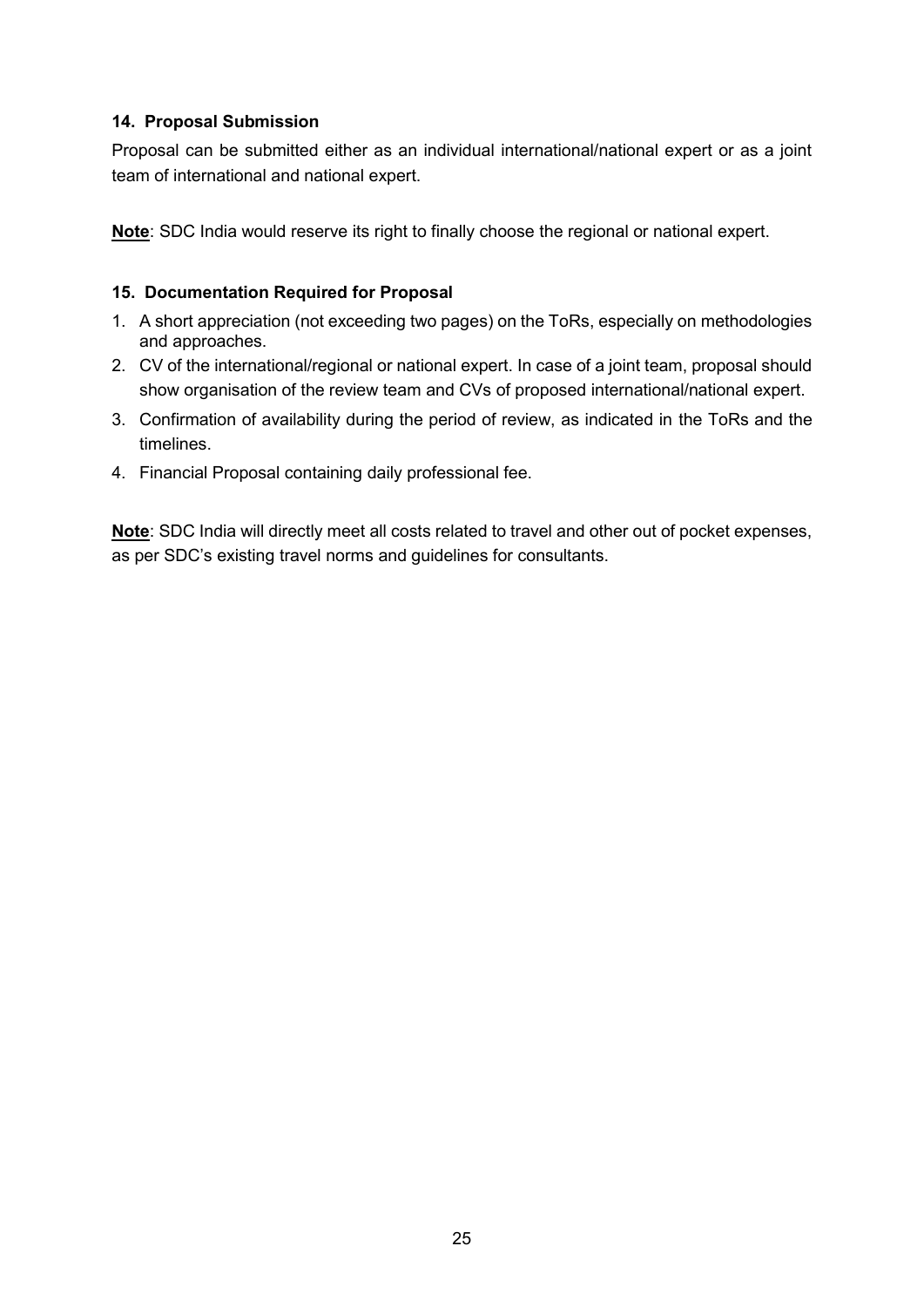### 14. Proposal Submission

Proposal can be submitted either as an individual international/national expert or as a joint team of international and national expert.

**<u>Note</u>**: SDC India would reserve its right to finally choose the regional or national expert.

### 15. Documentation Required for Proposal

1. A short appreciation (not exceeding two pages) on the ToRs, especially on methodologies and approaches.
2. CV of the international/regional or national expert. In case of a joint team, proposal should show organisation of the review team and CVs of proposed international/national expert.
3. Confirmation of availability during the period of review, as indicated in the ToRs and the timelines.
4. Financial Proposal containing daily professional fee.

**<u>Note</u>**: SDC India will directly meet all costs related to travel and other out of pocket expenses, as per SDC's existing travel norms and guidelines for consultants.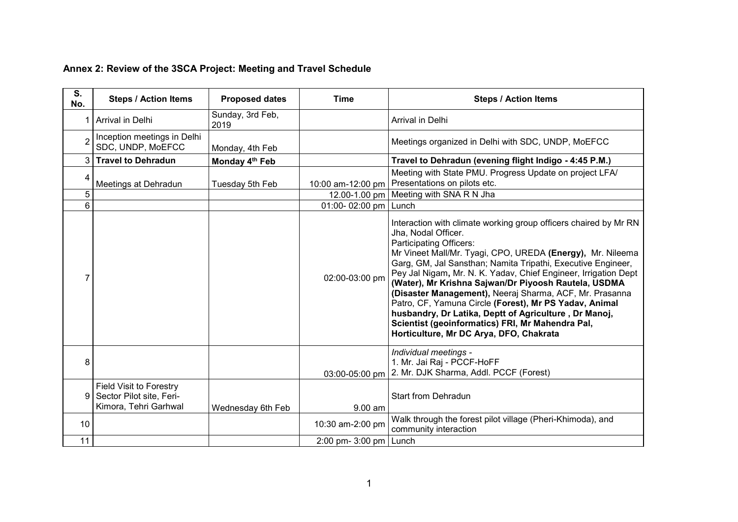**Annex 2: Review of the 3SCA Project: Meeting and Travel Schedule**

| S. No. | Steps / Action Items | Proposed dates | Time | Steps / Action Items |
|---|---|---|---|---|
| 1 | Arrival in Delhi | Sunday, 3rd Feb, 2019 | | Arrival in Delhi |
| 2 | Inception meetings in Delhi SDC, UNDP, MoEFCC | Monday, 4th Feb | | Meetings organized in Delhi with SDC, UNDP, MoEFCC |
| 3 | **Travel to Dehradun** | **Monday 4th Feb** | | **Travel to Dehradun (evening flight Indigo - 4:45 P.M.)** |
| 4 | Meetings at Dehradun | Tuesday 5th Feb | 10:00 am-12:00 pm | Meeting with State PMU. Progress Update on project LFA/ Presentations on pilots etc. |
| 5 | | | 12.00-1.00 pm | Meeting with SNA R N Jha |
| 6 | | | 01:00- 02:00 pm | Lunch |
| 7 | | | 02:00-03:00 pm | Interaction with climate working group officers chaired by Mr RN Jha, Nodal Officer. Participating Officers: Mr Vineet Mall/Mr. Tyagi, CPO, UREDA **(Energy),** Mr. Nileema Garg, GM, Jal Sansthan; Namita Tripathi, Executive Engineer, Pey Jal Nigam**,** Mr. N. K. Yadav, Chief Engineer, Irrigation Dept **(Water), Mr Krishna Sajwan/Dr Piyoosh Rautela, USDMA (Disaster Management),** Neeraj Sharma, ACF, Mr. Prasanna Patro, CF, Yamuna Circle **(Forest), Mr PS Yadav, Animal husbandry, Dr Latika, Deptt of Agriculture , Dr Manoj, Scientist (geoinformatics) FRI, Mr Mahendra Pal, Horticulture, Mr DC Arya, DFO, Chakrata** |
| 8 | | | 03:00-05:00 pm | *Individual meetings -* 1. Mr. Jai Raj - PCCF-HoFF 2. Mr. DJK Sharma, Addl. PCCF (Forest) |
| 9 | Field Visit to Forestry Sector Pilot site, Feri-Kimora, Tehri Garhwal | Wednesday 6th Feb | 9.00 am | Start from Dehradun |
| 10 | | | 10:30 am-2:00 pm | Walk through the forest pilot village (Pheri-Khimoda), and community interaction |
| 11 | | | 2:00 pm- 3:00 pm | Lunch |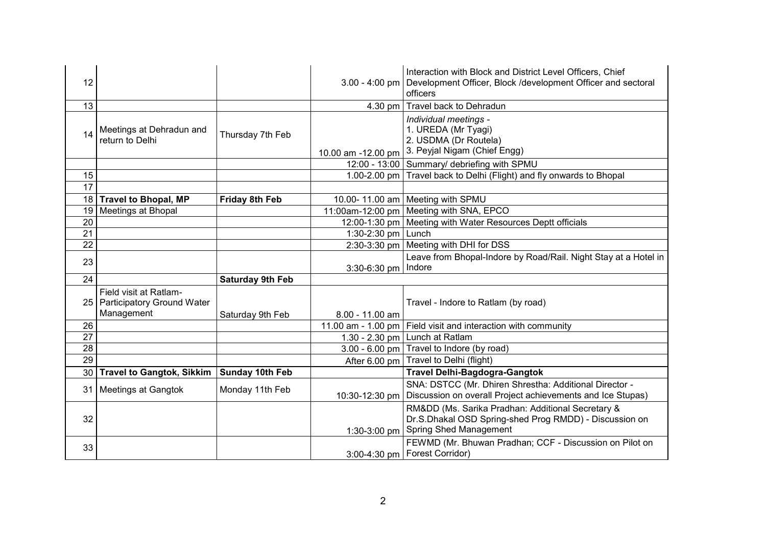| | | | | |
|---|---|---|---|---|
| 12 | | | 3.00 - 4:00 pm | Interaction with Block and District Level Officers, Chief Development Officer, Block /development Officer and sectoral officers |
| 13 | | | 4.30 pm | Travel back to Dehradun |
| 14 | Meetings at Dehradun and return to Delhi | Thursday 7th Feb | 10.00 am -12.00 pm | *Individual meetings -*<br>1. UREDA (Mr Tyagi)<br>2. USDMA (Dr Routela)<br>3. Peyjal Nigam (Chief Engg) |
| | | | 12:00 - 13:00 | Summary/ debriefing with SPMU |
| 15 | | | 1.00-2.00 pm | Travel back to Delhi (Flight) and fly onwards to Bhopal |
| 17 | | | | |
| 18 | **Travel to Bhopal, MP** | **Friday 8th Feb** | 10.00- 11.00 am | Meeting with SPMU |
| 19 | Meetings at Bhopal | | 11:00am-12:00 pm | Meeting with SNA, EPCO |
| 20 | | | 12:00-1:30 pm | Meeting with Water Resources Deptt officials |
| 21 | | | 1:30-2:30 pm | Lunch |
| 22 | | | 2:30-3:30 pm | Meeting with DHI for DSS |
| 23 | | | 3:30-6:30 pm | Leave from Bhopal-Indore by Road/Rail. Night Stay at a Hotel in Indore |
| 24 | | **Saturday 9th Feb** | | |
| 25 | Field visit at Ratlam- Participatory Ground Water Management | Saturday 9th Feb | 8.00 - 11.00 am | Travel - Indore to Ratlam (by road) |
| 26 | | | 11.00 am - 1.00 pm | Field visit and interaction with community |
| 27 | | | 1.30 - 2.30 pm | Lunch at Ratlam |
| 28 | | | 3.00 - 6.00 pm | Travel to Indore (by road) |
| 29 | | | After 6.00 pm | Travel to Delhi (flight) |
| 30 | **Travel to Gangtok, Sikkim** | **Sunday 10th Feb** | | **Travel Delhi-Bagdogra-Gangtok** |
| 31 | Meetings at Gangtok | Monday 11th Feb | 10:30-12:30 pm | SNA: DSTCC (Mr. Dhiren Shrestha: Additional Director - Discussion on overall Project achievements and Ice Stupas) |
| 32 | | | 1:30-3:00 pm | RM&DD (Ms. Sarika Pradhan: Additional Secretary & Dr.S.Dhakal OSD Spring-shed Prog RMDD) - Discussion on Spring Shed Management |
| 33 | | | 3:00-4:30 pm | FEWMD (Mr. Bhuwan Pradhan; CCF - Discussion on Pilot on Forest Corridor) |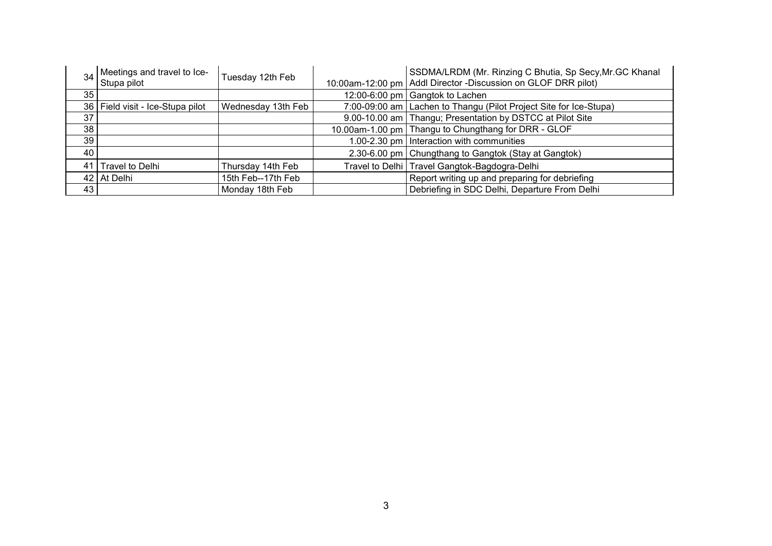| | | | | |
|---|---|---|---|---|
| 34 | Meetings and travel to Ice-Stupa pilot | Tuesday 12th Feb | 10:00am-12:00 pm | SSDMA/LRDM (Mr. Rinzing C Bhutia, Sp Secy,Mr.GC Khanal Addl Director -Discussion on GLOF DRR pilot) |
| 35 | | | 12:00-6:00 pm | Gangtok to Lachen |
| 36 | Field visit - Ice-Stupa pilot | Wednesday 13th Feb | 7:00-09:00 am | Lachen to Thangu (Pilot Project Site for Ice-Stupa) |
| 37 | | | 9.00-10.00 am | Thangu; Presentation by DSTCC at Pilot Site |
| 38 | | | 10.00am-1.00 pm | Thangu to Chungthang for DRR - GLOF |
| 39 | | | 1.00-2.30 pm | Interaction with communities |
| 40 | | | 2.30-6.00 pm | Chungthang to Gangtok (Stay at Gangtok) |
| 41 | Travel to Delhi | Thursday 14th Feb | Travel to Delhi | Travel Gangtok-Bagdogra-Delhi |
| 42 | At Delhi | 15th Feb--17th Feb | | Report writing up and preparing for debriefing |
| 43 | | Monday 18th Feb | | Debriefing in SDC Delhi, Departure From Delhi |